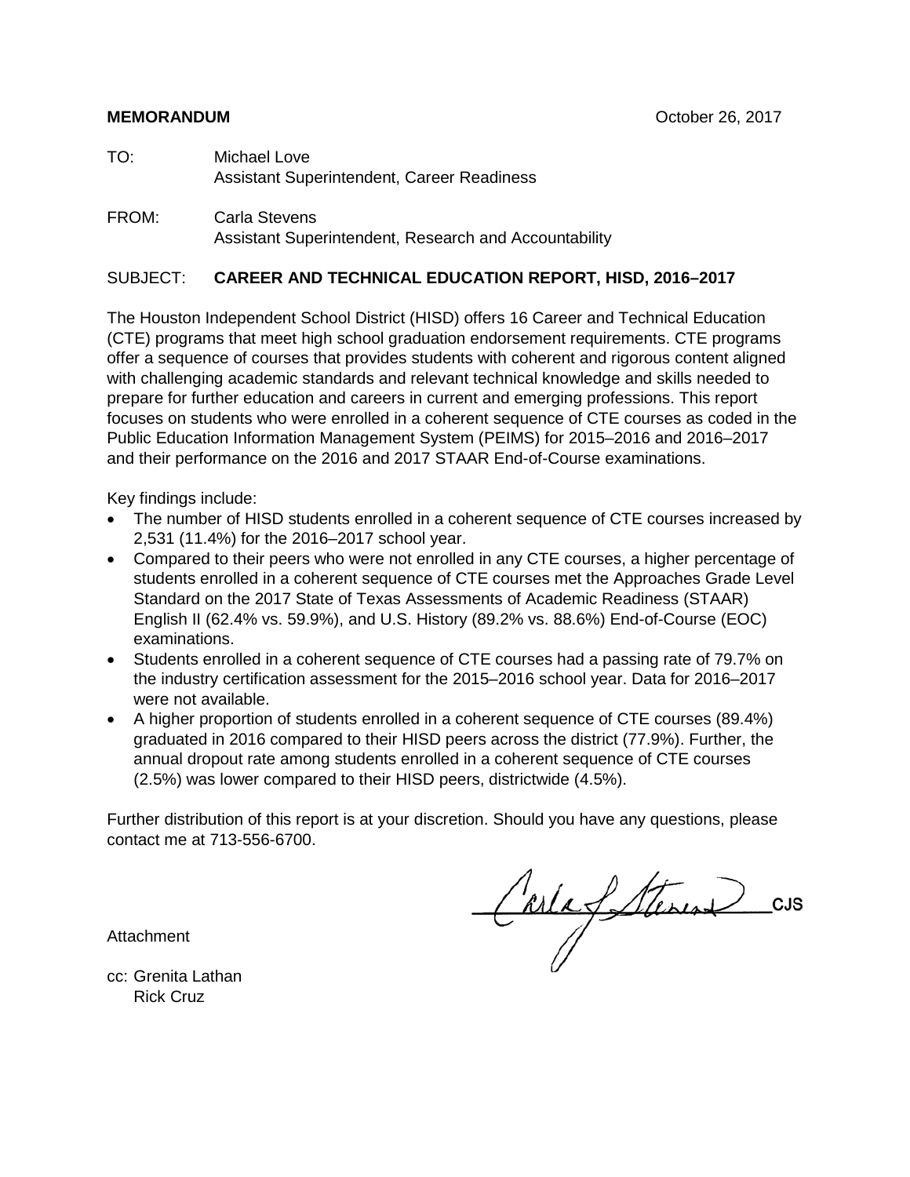**MEMORANDUM** October 26, 2017

TO: Michael Love
Assistant Superintendent, Career Readiness

FROM: Carla Stevens
Assistant Superintendent, Research and Accountability

SUBJECT: **CAREER AND TECHNICAL EDUCATION REPORT, HISD, 2016–2017**

The Houston Independent School District (HISD) offers 16 Career and Technical Education (CTE) programs that meet high school graduation endorsement requirements. CTE programs offer a sequence of courses that provides students with coherent and rigorous content aligned with challenging academic standards and relevant technical knowledge and skills needed to prepare for further education and careers in current and emerging professions. This report focuses on students who were enrolled in a coherent sequence of CTE courses as coded in the Public Education Information Management System (PEIMS) for 2015–2016 and 2016–2017 and their performance on the 2016 and 2017 STAAR End-of-Course examinations.

Key findings include:

- The number of HISD students enrolled in a coherent sequence of CTE courses increased by 2,531 (11.4%) for the 2016–2017 school year.
- Compared to their peers who were not enrolled in any CTE courses, a higher percentage of students enrolled in a coherent sequence of CTE courses met the Approaches Grade Level Standard on the 2017 State of Texas Assessments of Academic Readiness (STAAR) English II (62.4% vs. 59.9%), and U.S. History (89.2% vs. 88.6%) End-of-Course (EOC) examinations.
- Students enrolled in a coherent sequence of CTE courses had a passing rate of 79.7% on the industry certification assessment for the 2015–2016 school year. Data for 2016–2017 were not available.
- A higher proportion of students enrolled in a coherent sequence of CTE courses (89.4%) graduated in 2016 compared to their HISD peers across the district (77.9%). Further, the annual dropout rate among students enrolled in a coherent sequence of CTE courses (2.5%) was lower compared to their HISD peers, districtwide (4.5%).

Further distribution of this report is at your discretion. Should you have any questions, please contact me at 713-556-6700.

CJS

Attachment

cc: Grenita Lathan
Rick Cruz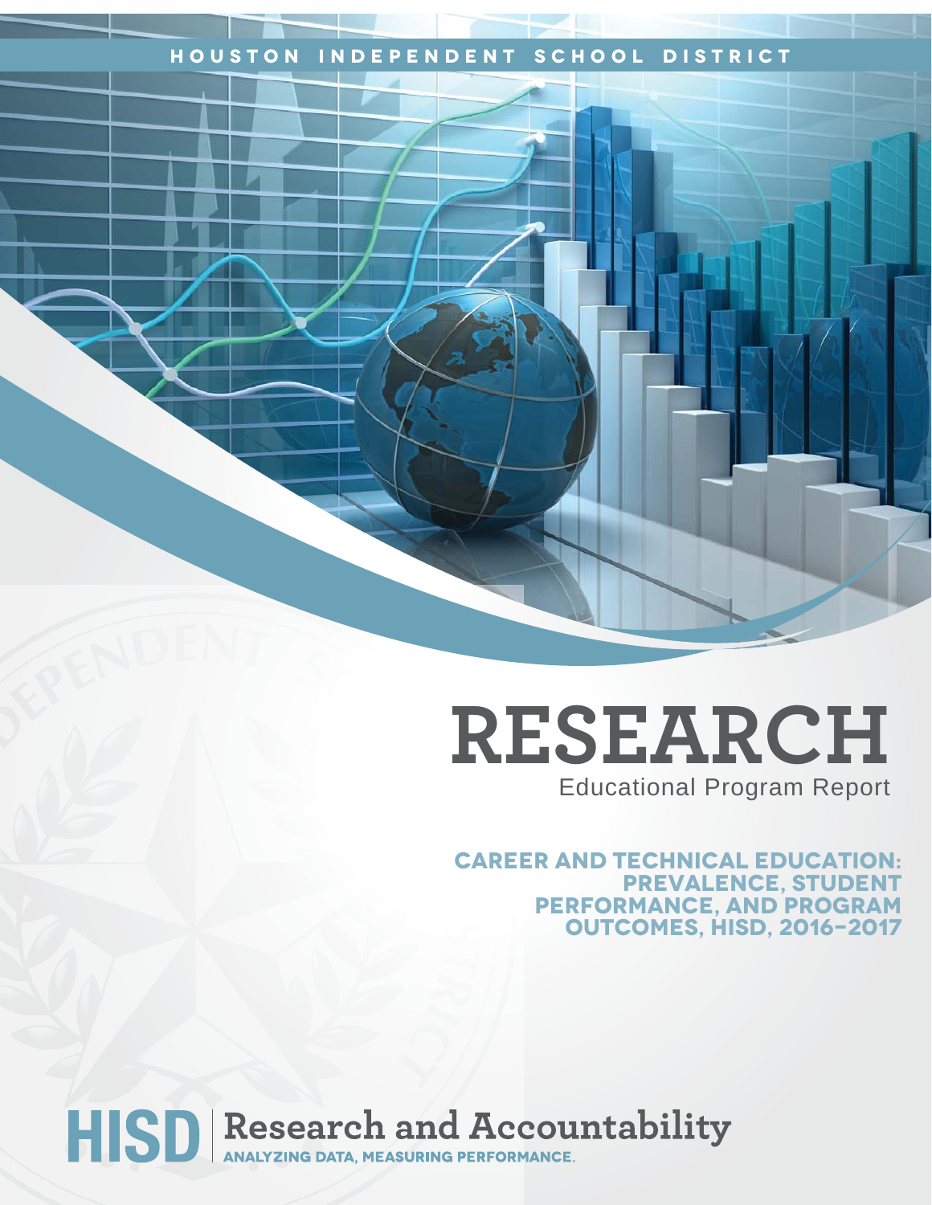HOUSTON INDEPENDENT SCHOOL DISTRICT

# RESEARCH

Educational Program Report

## CAREER AND TECHNICAL EDUCATION: PREVALENCE, STUDENT PERFORMANCE, AND PROGRAM OUTCOMES, HISD, 2016–2017

HISD | Research and Accountability

ANALYZING DATA, MEASURING PERFORMANCE.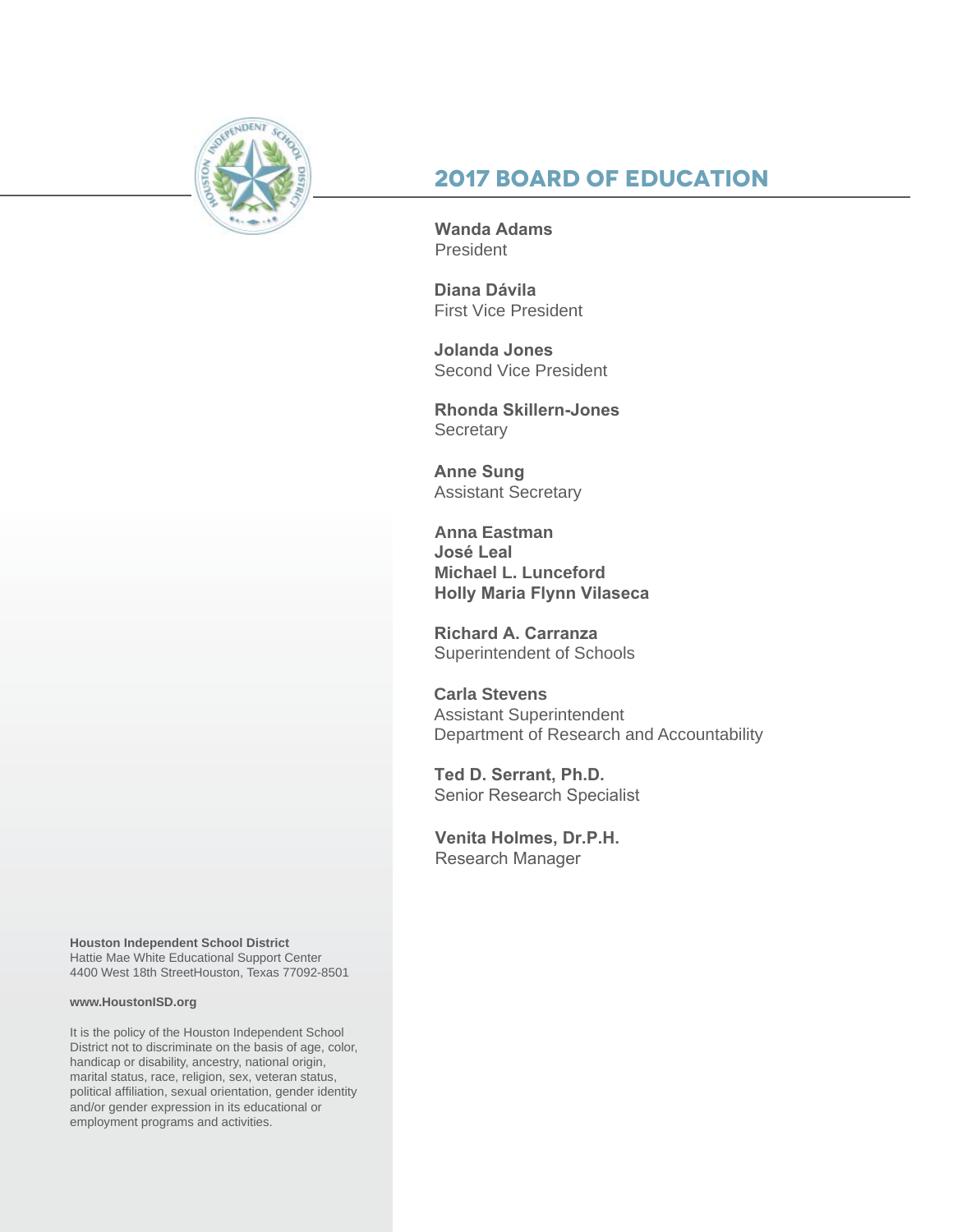## 2017 BOARD OF EDUCATION

**Wanda Adams**
President

**Diana Dávila**
First Vice President

**Jolanda Jones**
Second Vice President

**Rhonda Skillern-Jones**
Secretary

**Anne Sung**
Assistant Secretary

**Anna Eastman**
**José Leal**
**Michael L. Lunceford**
**Holly Maria Flynn Vilaseca**

**Richard A. Carranza**
Superintendent of Schools

**Carla Stevens**
Assistant Superintendent
Department of Research and Accountability

**Ted D. Serrant, Ph.D.**
Senior Research Specialist

**Venita Holmes, Dr.P.H.**
Research Manager

**Houston Independent School District**
Hattie Mae White Educational Support Center
4400 West 18th StreetHouston, Texas 77092-8501

**www.HoustonISD.org**

It is the policy of the Houston Independent School District not to discriminate on the basis of age, color, handicap or disability, ancestry, national origin, marital status, race, religion, sex, veteran status, political affiliation, sexual orientation, gender identity and/or gender expression in its educational or employment programs and activities.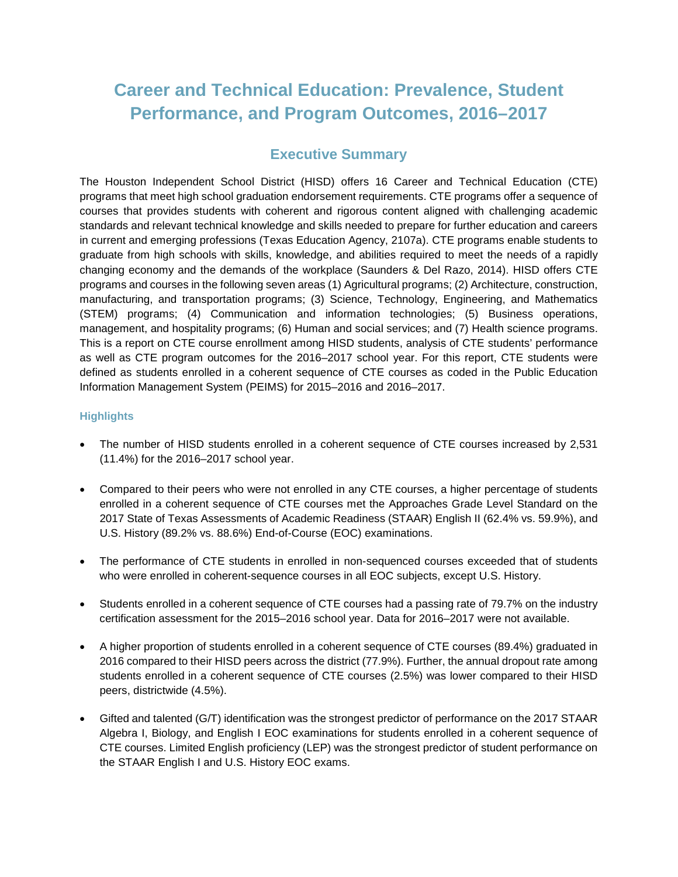# Career and Technical Education: Prevalence, Student Performance, and Program Outcomes, 2016–2017

## Executive Summary

The Houston Independent School District (HISD) offers 16 Career and Technical Education (CTE) programs that meet high school graduation endorsement requirements. CTE programs offer a sequence of courses that provides students with coherent and rigorous content aligned with challenging academic standards and relevant technical knowledge and skills needed to prepare for further education and careers in current and emerging professions (Texas Education Agency, 2107a). CTE programs enable students to graduate from high schools with skills, knowledge, and abilities required to meet the needs of a rapidly changing economy and the demands of the workplace (Saunders & Del Razo, 2014). HISD offers CTE programs and courses in the following seven areas (1) Agricultural programs; (2) Architecture, construction, manufacturing, and transportation programs; (3) Science, Technology, Engineering, and Mathematics (STEM) programs; (4) Communication and information technologies; (5) Business operations, management, and hospitality programs; (6) Human and social services; and (7) Health science programs. This is a report on CTE course enrollment among HISD students, analysis of CTE students' performance as well as CTE program outcomes for the 2016–2017 school year. For this report, CTE students were defined as students enrolled in a coherent sequence of CTE courses as coded in the Public Education Information Management System (PEIMS) for 2015–2016 and 2016–2017.

### Highlights

- The number of HISD students enrolled in a coherent sequence of CTE courses increased by 2,531 (11.4%) for the 2016–2017 school year.
- Compared to their peers who were not enrolled in any CTE courses, a higher percentage of students enrolled in a coherent sequence of CTE courses met the Approaches Grade Level Standard on the 2017 State of Texas Assessments of Academic Readiness (STAAR) English II (62.4% vs. 59.9%), and U.S. History (89.2% vs. 88.6%) End-of-Course (EOC) examinations.
- The performance of CTE students in enrolled in non-sequenced courses exceeded that of students who were enrolled in coherent-sequence courses in all EOC subjects, except U.S. History.
- Students enrolled in a coherent sequence of CTE courses had a passing rate of 79.7% on the industry certification assessment for the 2015–2016 school year. Data for 2016–2017 were not available.
- A higher proportion of students enrolled in a coherent sequence of CTE courses (89.4%) graduated in 2016 compared to their HISD peers across the district (77.9%). Further, the annual dropout rate among students enrolled in a coherent sequence of CTE courses (2.5%) was lower compared to their HISD peers, districtwide (4.5%).
- Gifted and talented (G/T) identification was the strongest predictor of performance on the 2017 STAAR Algebra I, Biology, and English I EOC examinations for students enrolled in a coherent sequence of CTE courses. Limited English proficiency (LEP) was the strongest predictor of student performance on the STAAR English I and U.S. History EOC exams.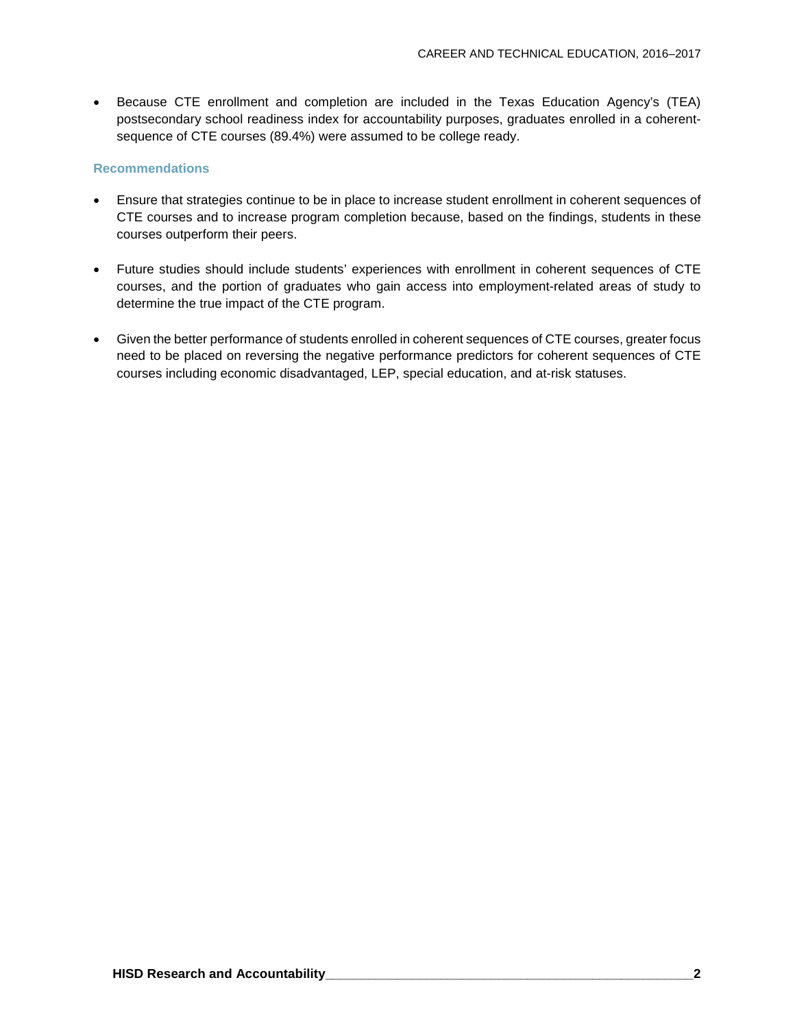- Because CTE enrollment and completion are included in the Texas Education Agency's (TEA) postsecondary school readiness index for accountability purposes, graduates enrolled in a coherent-sequence of CTE courses (89.4%) were assumed to be college ready.

### Recommendations

- Ensure that strategies continue to be in place to increase student enrollment in coherent sequences of CTE courses and to increase program completion because, based on the findings, students in these courses outperform their peers.

- Future studies should include students' experiences with enrollment in coherent sequences of CTE courses, and the portion of graduates who gain access into employment-related areas of study to determine the true impact of the CTE program.

- Given the better performance of students enrolled in coherent sequences of CTE courses, greater focus need to be placed on reversing the negative performance predictors for coherent sequences of CTE courses including economic disadvantaged, LEP, special education, and at-risk statuses.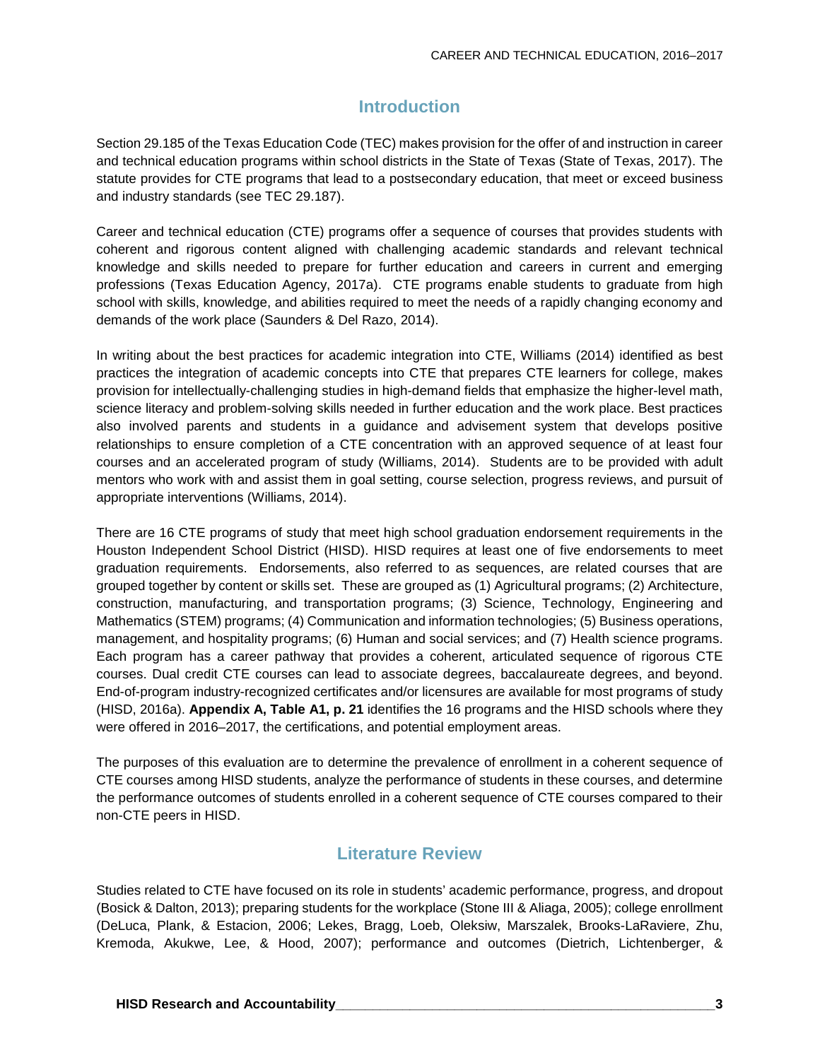## Introduction

Section 29.185 of the Texas Education Code (TEC) makes provision for the offer of and instruction in career and technical education programs within school districts in the State of Texas (State of Texas, 2017). The statute provides for CTE programs that lead to a postsecondary education, that meet or exceed business and industry standards (see TEC 29.187).

Career and technical education (CTE) programs offer a sequence of courses that provides students with coherent and rigorous content aligned with challenging academic standards and relevant technical knowledge and skills needed to prepare for further education and careers in current and emerging professions (Texas Education Agency, 2017a). CTE programs enable students to graduate from high school with skills, knowledge, and abilities required to meet the needs of a rapidly changing economy and demands of the work place (Saunders & Del Razo, 2014).

In writing about the best practices for academic integration into CTE, Williams (2014) identified as best practices the integration of academic concepts into CTE that prepares CTE learners for college, makes provision for intellectually-challenging studies in high-demand fields that emphasize the higher-level math, science literacy and problem-solving skills needed in further education and the work place. Best practices also involved parents and students in a guidance and advisement system that develops positive relationships to ensure completion of a CTE concentration with an approved sequence of at least four courses and an accelerated program of study (Williams, 2014). Students are to be provided with adult mentors who work with and assist them in goal setting, course selection, progress reviews, and pursuit of appropriate interventions (Williams, 2014).

There are 16 CTE programs of study that meet high school graduation endorsement requirements in the Houston Independent School District (HISD). HISD requires at least one of five endorsements to meet graduation requirements. Endorsements, also referred to as sequences, are related courses that are grouped together by content or skills set. These are grouped as (1) Agricultural programs; (2) Architecture, construction, manufacturing, and transportation programs; (3) Science, Technology, Engineering and Mathematics (STEM) programs; (4) Communication and information technologies; (5) Business operations, management, and hospitality programs; (6) Human and social services; and (7) Health science programs. Each program has a career pathway that provides a coherent, articulated sequence of rigorous CTE courses. Dual credit CTE courses can lead to associate degrees, baccalaureate degrees, and beyond. End-of-program industry-recognized certificates and/or licensures are available for most programs of study (HISD, 2016a). **Appendix A, Table A1, p. 21** identifies the 16 programs and the HISD schools where they were offered in 2016–2017, the certifications, and potential employment areas.

The purposes of this evaluation are to determine the prevalence of enrollment in a coherent sequence of CTE courses among HISD students, analyze the performance of students in these courses, and determine the performance outcomes of students enrolled in a coherent sequence of CTE courses compared to their non-CTE peers in HISD.

## Literature Review

Studies related to CTE have focused on its role in students' academic performance, progress, and dropout (Bosick & Dalton, 2013); preparing students for the workplace (Stone III & Aliaga, 2005); college enrollment (DeLuca, Plank, & Estacion, 2006; Lekes, Bragg, Loeb, Oleksiw, Marszalek, Brooks-LaRaviere, Zhu, Kremoda, Akukwe, Lee, & Hood, 2007); performance and outcomes (Dietrich, Lichtenberger, &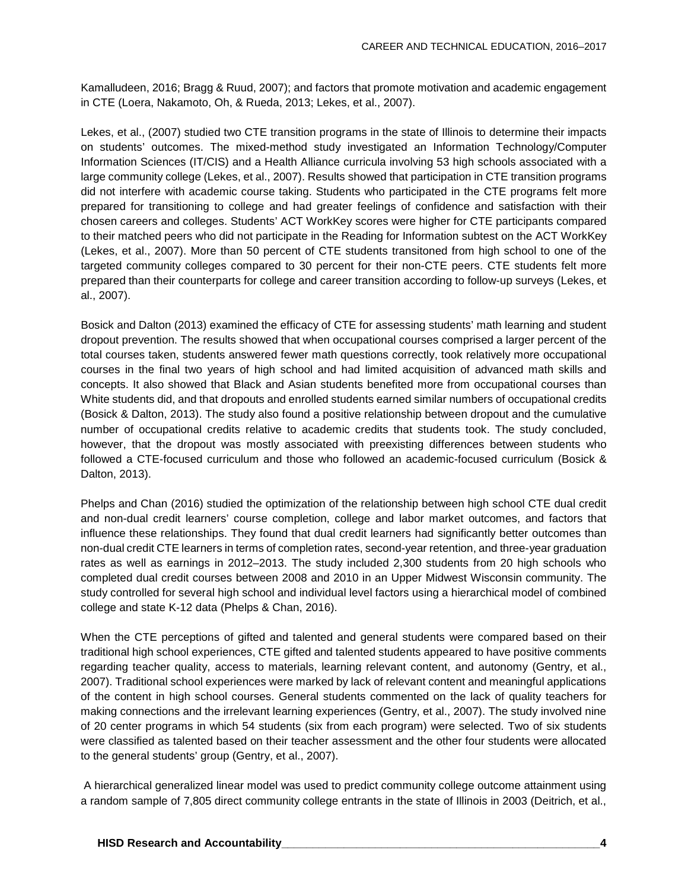Kamalludeen, 2016; Bragg & Ruud, 2007); and factors that promote motivation and academic engagement in CTE (Loera, Nakamoto, Oh, & Rueda, 2013; Lekes, et al., 2007).

Lekes, et al., (2007) studied two CTE transition programs in the state of Illinois to determine their impacts on students' outcomes. The mixed-method study investigated an Information Technology/Computer Information Sciences (IT/CIS) and a Health Alliance curricula involving 53 high schools associated with a large community college (Lekes, et al., 2007). Results showed that participation in CTE transition programs did not interfere with academic course taking. Students who participated in the CTE programs felt more prepared for transitioning to college and had greater feelings of confidence and satisfaction with their chosen careers and colleges. Students' ACT WorkKey scores were higher for CTE participants compared to their matched peers who did not participate in the Reading for Information subtest on the ACT WorkKey (Lekes, et al., 2007). More than 50 percent of CTE students transitoned from high school to one of the targeted community colleges compared to 30 percent for their non-CTE peers. CTE students felt more prepared than their counterparts for college and career transition according to follow-up surveys (Lekes, et al., 2007).

Bosick and Dalton (2013) examined the efficacy of CTE for assessing students' math learning and student dropout prevention. The results showed that when occupational courses comprised a larger percent of the total courses taken, students answered fewer math questions correctly, took relatively more occupational courses in the final two years of high school and had limited acquisition of advanced math skills and concepts. It also showed that Black and Asian students benefited more from occupational courses than White students did, and that dropouts and enrolled students earned similar numbers of occupational credits (Bosick & Dalton, 2013). The study also found a positive relationship between dropout and the cumulative number of occupational credits relative to academic credits that students took. The study concluded, however, that the dropout was mostly associated with preexisting differences between students who followed a CTE-focused curriculum and those who followed an academic-focused curriculum (Bosick & Dalton, 2013).

Phelps and Chan (2016) studied the optimization of the relationship between high school CTE dual credit and non-dual credit learners' course completion, college and labor market outcomes, and factors that influence these relationships. They found that dual credit learners had significantly better outcomes than non-dual credit CTE learners in terms of completion rates, second-year retention, and three-year graduation rates as well as earnings in 2012–2013. The study included 2,300 students from 20 high schools who completed dual credit courses between 2008 and 2010 in an Upper Midwest Wisconsin community. The study controlled for several high school and individual level factors using a hierarchical model of combined college and state K-12 data (Phelps & Chan, 2016).

When the CTE perceptions of gifted and talented and general students were compared based on their traditional high school experiences, CTE gifted and talented students appeared to have positive comments regarding teacher quality, access to materials, learning relevant content, and autonomy (Gentry, et al., 2007). Traditional school experiences were marked by lack of relevant content and meaningful applications of the content in high school courses. General students commented on the lack of quality teachers for making connections and the irrelevant learning experiences (Gentry, et al., 2007). The study involved nine of 20 center programs in which 54 students (six from each program) were selected. Two of six students were classified as talented based on their teacher assessment and the other four students were allocated to the general students' group (Gentry, et al., 2007).

A hierarchical generalized linear model was used to predict community college outcome attainment using a random sample of 7,805 direct community college entrants in the state of Illinois in 2003 (Deitrich, et al.,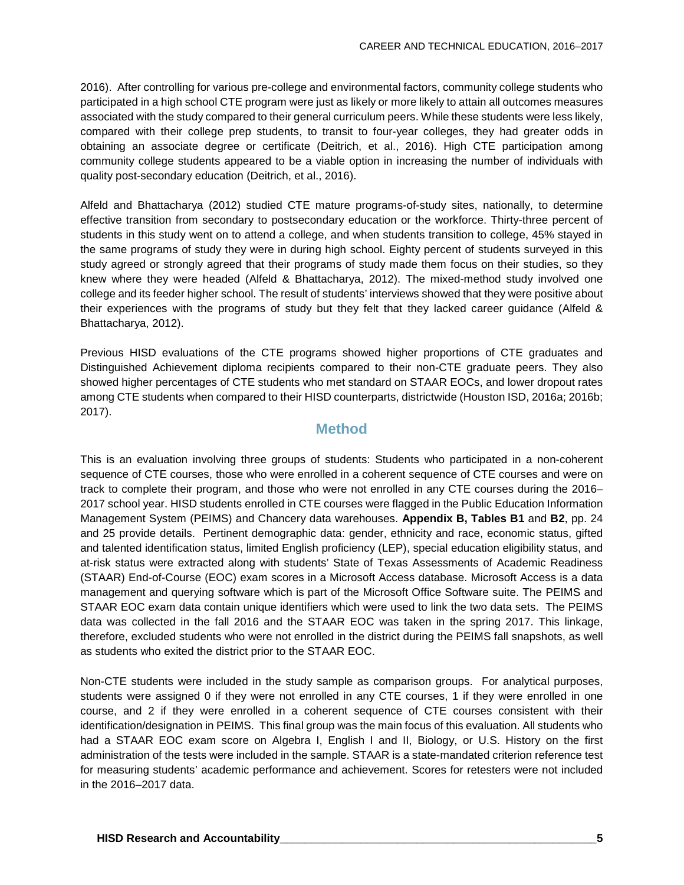2016). After controlling for various pre-college and environmental factors, community college students who participated in a high school CTE program were just as likely or more likely to attain all outcomes measures associated with the study compared to their general curriculum peers. While these students were less likely, compared with their college prep students, to transit to four-year colleges, they had greater odds in obtaining an associate degree or certificate (Deitrich, et al., 2016). High CTE participation among community college students appeared to be a viable option in increasing the number of individuals with quality post-secondary education (Deitrich, et al., 2016).

Alfeld and Bhattacharya (2012) studied CTE mature programs-of-study sites, nationally, to determine effective transition from secondary to postsecondary education or the workforce. Thirty-three percent of students in this study went on to attend a college, and when students transition to college, 45% stayed in the same programs of study they were in during high school. Eighty percent of students surveyed in this study agreed or strongly agreed that their programs of study made them focus on their studies, so they knew where they were headed (Alfeld & Bhattacharya, 2012). The mixed-method study involved one college and its feeder higher school. The result of students' interviews showed that they were positive about their experiences with the programs of study but they felt that they lacked career guidance (Alfeld & Bhattacharya, 2012).

Previous HISD evaluations of the CTE programs showed higher proportions of CTE graduates and Distinguished Achievement diploma recipients compared to their non-CTE graduate peers. They also showed higher percentages of CTE students who met standard on STAAR EOCs, and lower dropout rates among CTE students when compared to their HISD counterparts, districtwide (Houston ISD, 2016a; 2016b; 2017).

## Method

This is an evaluation involving three groups of students: Students who participated in a non-coherent sequence of CTE courses, those who were enrolled in a coherent sequence of CTE courses and were on track to complete their program, and those who were not enrolled in any CTE courses during the 2016–2017 school year. HISD students enrolled in CTE courses were flagged in the Public Education Information Management System (PEIMS) and Chancery data warehouses. **Appendix B, Tables B1** and **B2**, pp. 24 and 25 provide details. Pertinent demographic data: gender, ethnicity and race, economic status, gifted and talented identification status, limited English proficiency (LEP), special education eligibility status, and at-risk status were extracted along with students' State of Texas Assessments of Academic Readiness (STAAR) End-of-Course (EOC) exam scores in a Microsoft Access database. Microsoft Access is a data management and querying software which is part of the Microsoft Office Software suite. The PEIMS and STAAR EOC exam data contain unique identifiers which were used to link the two data sets. The PEIMS data was collected in the fall 2016 and the STAAR EOC was taken in the spring 2017. This linkage, therefore, excluded students who were not enrolled in the district during the PEIMS fall snapshots, as well as students who exited the district prior to the STAAR EOC.

Non-CTE students were included in the study sample as comparison groups. For analytical purposes, students were assigned 0 if they were not enrolled in any CTE courses, 1 if they were enrolled in one course, and 2 if they were enrolled in a coherent sequence of CTE courses consistent with their identification/designation in PEIMS. This final group was the main focus of this evaluation. All students who had a STAAR EOC exam score on Algebra I, English I and II, Biology, or U.S. History on the first administration of the tests were included in the sample. STAAR is a state-mandated criterion reference test for measuring students' academic performance and achievement. Scores for retesters were not included in the 2016–2017 data.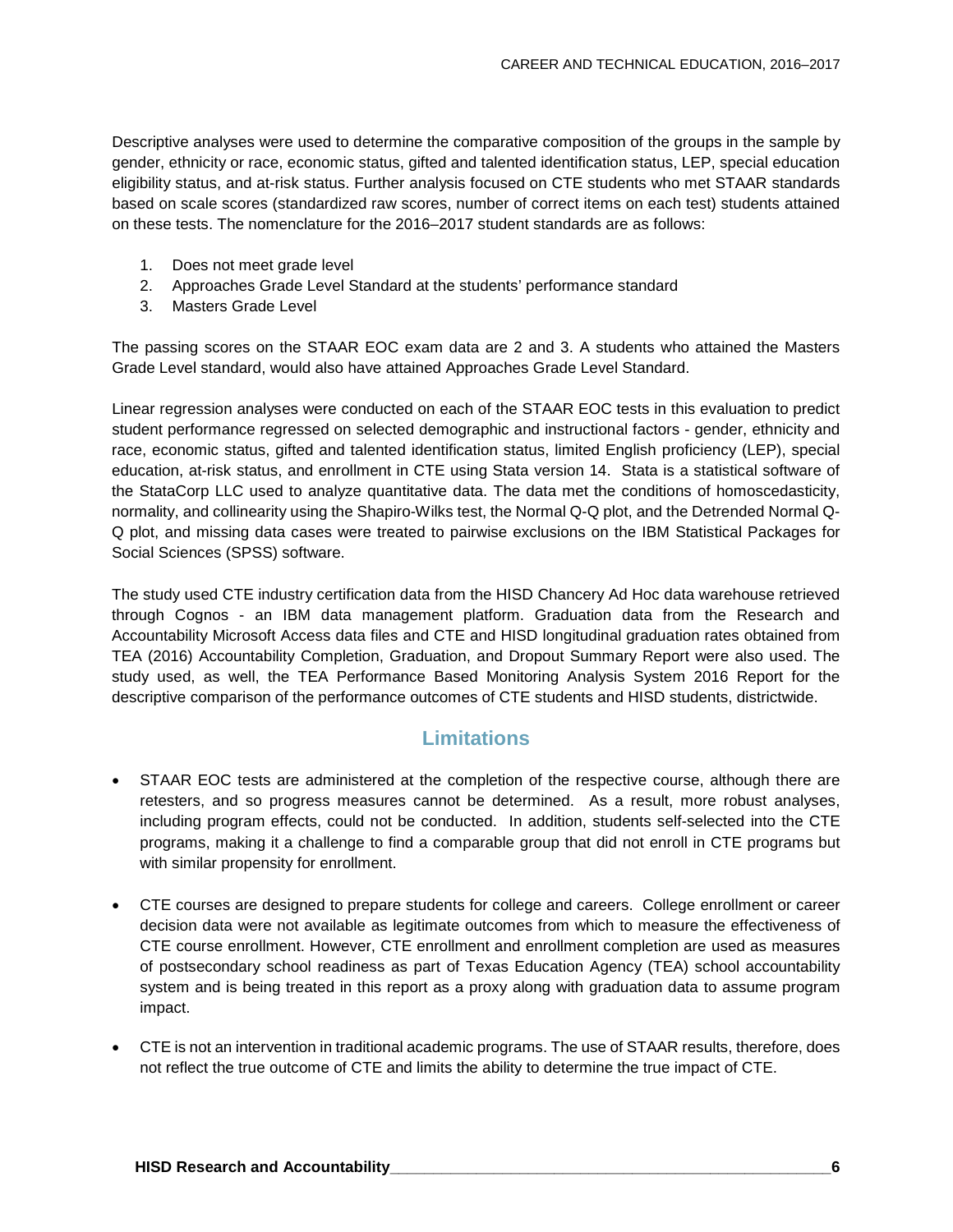Descriptive analyses were used to determine the comparative composition of the groups in the sample by gender, ethnicity or race, economic status, gifted and talented identification status, LEP, special education eligibility status, and at-risk status. Further analysis focused on CTE students who met STAAR standards based on scale scores (standardized raw scores, number of correct items on each test) students attained on these tests. The nomenclature for the 2016–2017 student standards are as follows:

1. Does not meet grade level
2. Approaches Grade Level Standard at the students' performance standard
3. Masters Grade Level

The passing scores on the STAAR EOC exam data are 2 and 3. A students who attained the Masters Grade Level standard, would also have attained Approaches Grade Level Standard.

Linear regression analyses were conducted on each of the STAAR EOC tests in this evaluation to predict student performance regressed on selected demographic and instructional factors - gender, ethnicity and race, economic status, gifted and talented identification status, limited English proficiency (LEP), special education, at-risk status, and enrollment in CTE using Stata version 14. Stata is a statistical software of the StataCorp LLC used to analyze quantitative data. The data met the conditions of homoscedasticity, normality, and collinearity using the Shapiro-Wilks test, the Normal Q-Q plot, and the Detrended Normal Q-Q plot, and missing data cases were treated to pairwise exclusions on the IBM Statistical Packages for Social Sciences (SPSS) software.

The study used CTE industry certification data from the HISD Chancery Ad Hoc data warehouse retrieved through Cognos - an IBM data management platform. Graduation data from the Research and Accountability Microsoft Access data files and CTE and HISD longitudinal graduation rates obtained from TEA (2016) Accountability Completion, Graduation, and Dropout Summary Report were also used. The study used, as well, the TEA Performance Based Monitoring Analysis System 2016 Report for the descriptive comparison of the performance outcomes of CTE students and HISD students, districtwide.

## Limitations

- STAAR EOC tests are administered at the completion of the respective course, although there are retesters, and so progress measures cannot be determined. As a result, more robust analyses, including program effects, could not be conducted. In addition, students self-selected into the CTE programs, making it a challenge to find a comparable group that did not enroll in CTE programs but with similar propensity for enrollment.

- CTE courses are designed to prepare students for college and careers. College enrollment or career decision data were not available as legitimate outcomes from which to measure the effectiveness of CTE course enrollment. However, CTE enrollment and enrollment completion are used as measures of postsecondary school readiness as part of Texas Education Agency (TEA) school accountability system and is being treated in this report as a proxy along with graduation data to assume program impact.

- CTE is not an intervention in traditional academic programs. The use of STAAR results, therefore, does not reflect the true outcome of CTE and limits the ability to determine the true impact of CTE.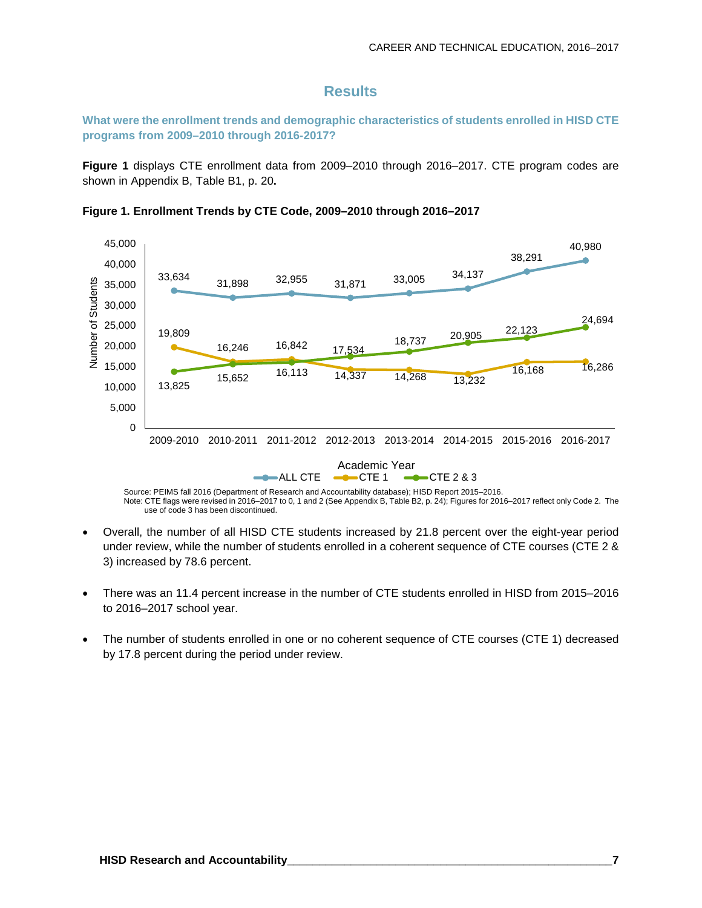# Results

## What were the enrollment trends and demographic characteristics of students enrolled in HISD CTE programs from 2009–2010 through 2016-2017?

**Figure 1** displays CTE enrollment data from 2009–2010 through 2016–2017. CTE program codes are shown in Appendix B, Table B1, p. 20**.**

**Figure 1. Enrollment Trends by CTE Code, 2009–2010 through 2016–2017**

| Academic Year | ALL CTE | CTE 1 | CTE 2 & 3 |
|---|---|---|---|
| 2009-2010 | 33,634 | 19,809 | 13,825 |
| 2010-2011 | 31,898 | 16,246 | 15,652 |
| 2011-2012 | 32,955 | 16,842 | 16,113 |
| 2012-2013 | 31,871 | 14,337 | 17,534 |
| 2013-2014 | 33,005 | 14,268 | 18,737 |
| 2014-2015 | 34,137 | 13,232 | 20,905 |
| 2015-2016 | 38,291 | 16,168 | 22,123 |
| 2016-2017 | 40,980 | 16,286 | 24,694 |

Source: PEIMS fall 2016 (Department of Research and Accountability database); HISD Report 2015–2016.
Note: CTE flags were revised in 2016–2017 to 0, 1 and 2 (See Appendix B, Table B2, p. 24); Figures for 2016–2017 reflect only Code 2. The use of code 3 has been discontinued.

- Overall, the number of all HISD CTE students increased by 21.8 percent over the eight-year period under review, while the number of students enrolled in a coherent sequence of CTE courses (CTE 2 & 3) increased by 78.6 percent.

- There was an 11.4 percent increase in the number of CTE students enrolled in HISD from 2015–2016 to 2016–2017 school year.

- The number of students enrolled in one or no coherent sequence of CTE courses (CTE 1) decreased by 17.8 percent during the period under review.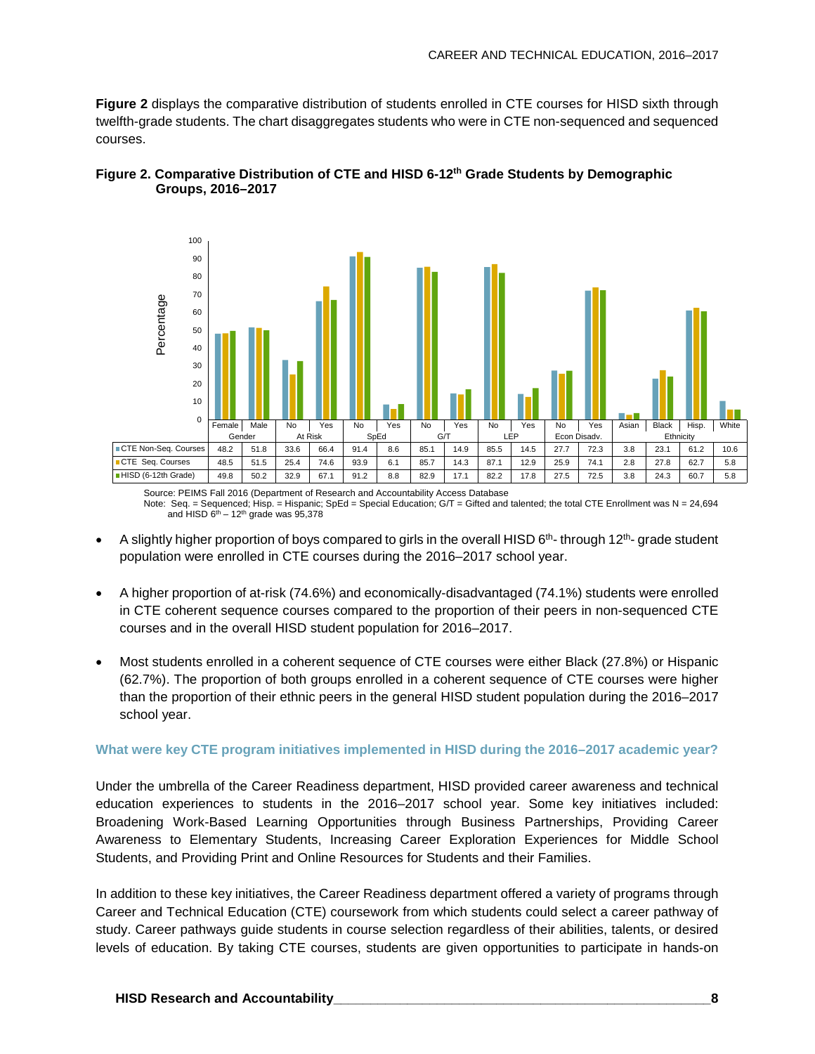**Figure 2** displays the comparative distribution of students enrolled in CTE courses for HISD sixth through twelfth-grade students. The chart disaggregates students who were in CTE non-sequenced and sequenced courses.

**Figure 2. Comparative Distribution of CTE and HISD 6-12th Grade Students by Demographic Groups, 2016–2017**

| | Gender | | At Risk | | SpEd | | G/T | | LEP | | Econ Disadv. | | Ethnicity | | | |
|---|---|---|---|---|---|---|---|---|---|---|---|---|---|---|---|---|
| | Female | Male | No | Yes | No | Yes | No | Yes | No | Yes | No | Yes | Asian | Black | Hisp. | White |
| CTE Non-Seq. Courses | 48.2 | 51.8 | 33.6 | 66.4 | 91.4 | 8.6 | 85.1 | 14.9 | 85.5 | 14.5 | 27.7 | 72.3 | 3.8 | 23.1 | 61.2 | 10.6 |
| CTE Seq. Courses | 48.5 | 51.5 | 25.4 | 74.6 | 93.9 | 6.1 | 85.7 | 14.3 | 87.1 | 12.9 | 25.9 | 74.1 | 2.8 | 27.8 | 62.7 | 5.8 |
| HISD (6-12th Grade) | 49.8 | 50.2 | 32.9 | 67.1 | 91.2 | 8.8 | 82.9 | 17.1 | 82.2 | 17.8 | 27.5 | 72.5 | 3.8 | 24.3 | 60.7 | 5.8 |

Source: PEIMS Fall 2016 (Department of Research and Accountability Access Database
Note: Seq. = Sequenced; Hisp. = Hispanic; SpEd = Special Education; G/T = Gifted and talented; the total CTE Enrollment was N = 24,694 and HISD 6th – 12th grade was 95,378

- A slightly higher proportion of boys compared to girls in the overall HISD 6th- through 12th- grade student population were enrolled in CTE courses during the 2016–2017 school year.
- A higher proportion of at-risk (74.6%) and economically-disadvantaged (74.1%) students were enrolled in CTE coherent sequence courses compared to the proportion of their peers in non-sequenced CTE courses and in the overall HISD student population for 2016–2017.
- Most students enrolled in a coherent sequence of CTE courses were either Black (27.8%) or Hispanic (62.7%). The proportion of both groups enrolled in a coherent sequence of CTE courses were higher than the proportion of their ethnic peers in the general HISD student population during the 2016–2017 school year.

### What were key CTE program initiatives implemented in HISD during the 2016–2017 academic year?

Under the umbrella of the Career Readiness department, HISD provided career awareness and technical education experiences to students in the 2016–2017 school year. Some key initiatives included: Broadening Work-Based Learning Opportunities through Business Partnerships, Providing Career Awareness to Elementary Students, Increasing Career Exploration Experiences for Middle School Students, and Providing Print and Online Resources for Students and their Families.

In addition to these key initiatives, the Career Readiness department offered a variety of programs through Career and Technical Education (CTE) coursework from which students could select a career pathway of study. Career pathways guide students in course selection regardless of their abilities, talents, or desired levels of education. By taking CTE courses, students are given opportunities to participate in hands-on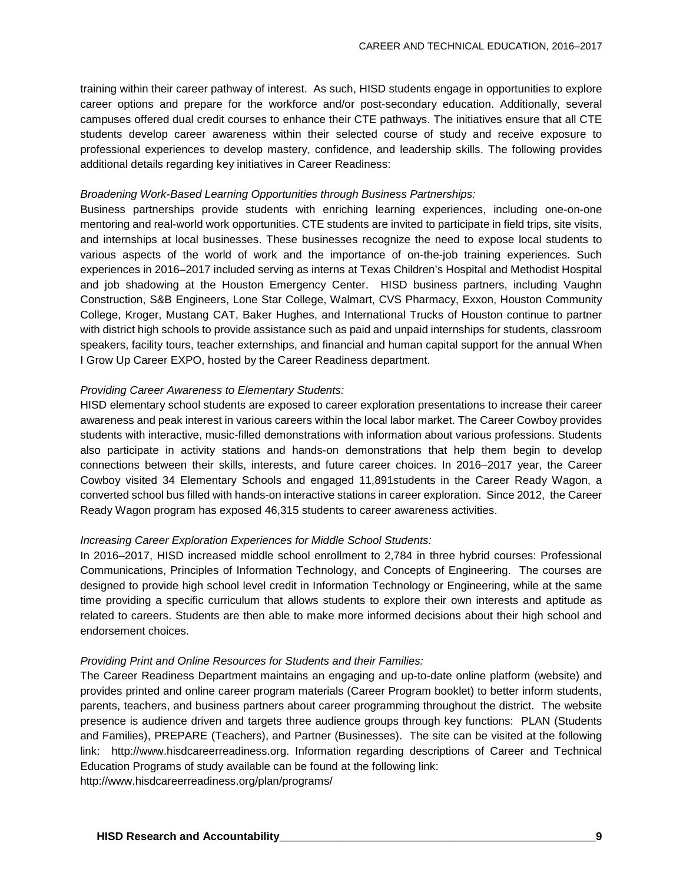training within their career pathway of interest. As such, HISD students engage in opportunities to explore career options and prepare for the workforce and/or post-secondary education. Additionally, several campuses offered dual credit courses to enhance their CTE pathways. The initiatives ensure that all CTE students develop career awareness within their selected course of study and receive exposure to professional experiences to develop mastery, confidence, and leadership skills. The following provides additional details regarding key initiatives in Career Readiness:

*Broadening Work-Based Learning Opportunities through Business Partnerships:*

Business partnerships provide students with enriching learning experiences, including one-on-one mentoring and real-world work opportunities. CTE students are invited to participate in field trips, site visits, and internships at local businesses. These businesses recognize the need to expose local students to various aspects of the world of work and the importance of on-the-job training experiences. Such experiences in 2016–2017 included serving as interns at Texas Children's Hospital and Methodist Hospital and job shadowing at the Houston Emergency Center. HISD business partners, including Vaughn Construction, S&B Engineers, Lone Star College, Walmart, CVS Pharmacy, Exxon, Houston Community College, Kroger, Mustang CAT, Baker Hughes, and International Trucks of Houston continue to partner with district high schools to provide assistance such as paid and unpaid internships for students, classroom speakers, facility tours, teacher externships, and financial and human capital support for the annual When I Grow Up Career EXPO, hosted by the Career Readiness department.

*Providing Career Awareness to Elementary Students:*

HISD elementary school students are exposed to career exploration presentations to increase their career awareness and peak interest in various careers within the local labor market. The Career Cowboy provides students with interactive, music-filled demonstrations with information about various professions. Students also participate in activity stations and hands-on demonstrations that help them begin to develop connections between their skills, interests, and future career choices. In 2016–2017 year, the Career Cowboy visited 34 Elementary Schools and engaged 11,891students in the Career Ready Wagon, a converted school bus filled with hands-on interactive stations in career exploration. Since 2012, the Career Ready Wagon program has exposed 46,315 students to career awareness activities.

*Increasing Career Exploration Experiences for Middle School Students:*

In 2016–2017, HISD increased middle school enrollment to 2,784 in three hybrid courses: Professional Communications, Principles of Information Technology, and Concepts of Engineering. The courses are designed to provide high school level credit in Information Technology or Engineering, while at the same time providing a specific curriculum that allows students to explore their own interests and aptitude as related to careers. Students are then able to make more informed decisions about their high school and endorsement choices.

*Providing Print and Online Resources for Students and their Families:*

The Career Readiness Department maintains an engaging and up-to-date online platform (website) and provides printed and online career program materials (Career Program booklet) to better inform students, parents, teachers, and business partners about career programming throughout the district. The website presence is audience driven and targets three audience groups through key functions: PLAN (Students and Families), PREPARE (Teachers), and Partner (Businesses). The site can be visited at the following link: http://www.hisdcareerreadiness.org. Information regarding descriptions of Career and Technical Education Programs of study available can be found at the following link:
http://www.hisdcareerreadiness.org/plan/programs/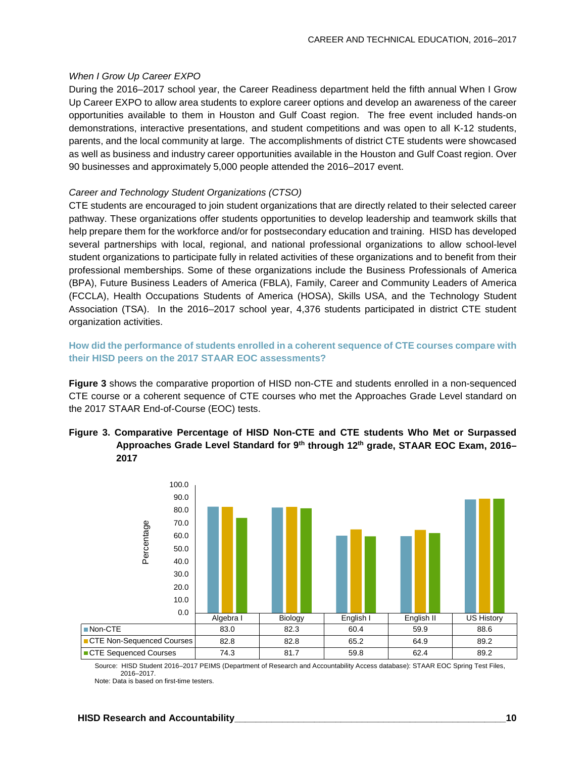*When I Grow Up Career EXPO*

During the 2016–2017 school year, the Career Readiness department held the fifth annual When I Grow Up Career EXPO to allow area students to explore career options and develop an awareness of the career opportunities available to them in Houston and Gulf Coast region. The free event included hands-on demonstrations, interactive presentations, and student competitions and was open to all K-12 students, parents, and the local community at large. The accomplishments of district CTE students were showcased as well as business and industry career opportunities available in the Houston and Gulf Coast region. Over 90 businesses and approximately 5,000 people attended the 2016–2017 event.

*Career and Technology Student Organizations (CTSO)*

CTE students are encouraged to join student organizations that are directly related to their selected career pathway. These organizations offer students opportunities to develop leadership and teamwork skills that help prepare them for the workforce and/or for postsecondary education and training. HISD has developed several partnerships with local, regional, and national professional organizations to allow school-level student organizations to participate fully in related activities of these organizations and to benefit from their professional memberships. Some of these organizations include the Business Professionals of America (BPA), Future Business Leaders of America (FBLA), Family, Career and Community Leaders of America (FCCLA), Health Occupations Students of America (HOSA), Skills USA, and the Technology Student Association (TSA). In the 2016–2017 school year, 4,376 students participated in district CTE student organization activities.

### How did the performance of students enrolled in a coherent sequence of CTE courses compare with their HISD peers on the 2017 STAAR EOC assessments?

**Figure 3** shows the comparative proportion of HISD non-CTE and students enrolled in a non-sequenced CTE course or a coherent sequence of CTE courses who met the Approaches Grade Level standard on the 2017 STAAR End-of-Course (EOC) tests.

**Figure 3. Comparative Percentage of HISD Non-CTE and CTE students Who Met or Surpassed Approaches Grade Level Standard for 9th through 12th grade, STAAR EOC Exam, 2016–2017**

| | Algebra I | Biology | English I | English II | US History |
|---|---|---|---|---|---|
| Non-CTE | 83.0 | 82.3 | 60.4 | 59.9 | 88.6 |
| CTE Non-Sequenced Courses | 82.8 | 82.8 | 65.2 | 64.9 | 89.2 |
| CTE Sequenced Courses | 74.3 | 81.7 | 59.8 | 62.4 | 89.2 |

Source: HISD Student 2016–2017 PEIMS (Department of Research and Accountability Access database): STAAR EOC Spring Test Files, 2016–2017.

Note: Data is based on first-time testers.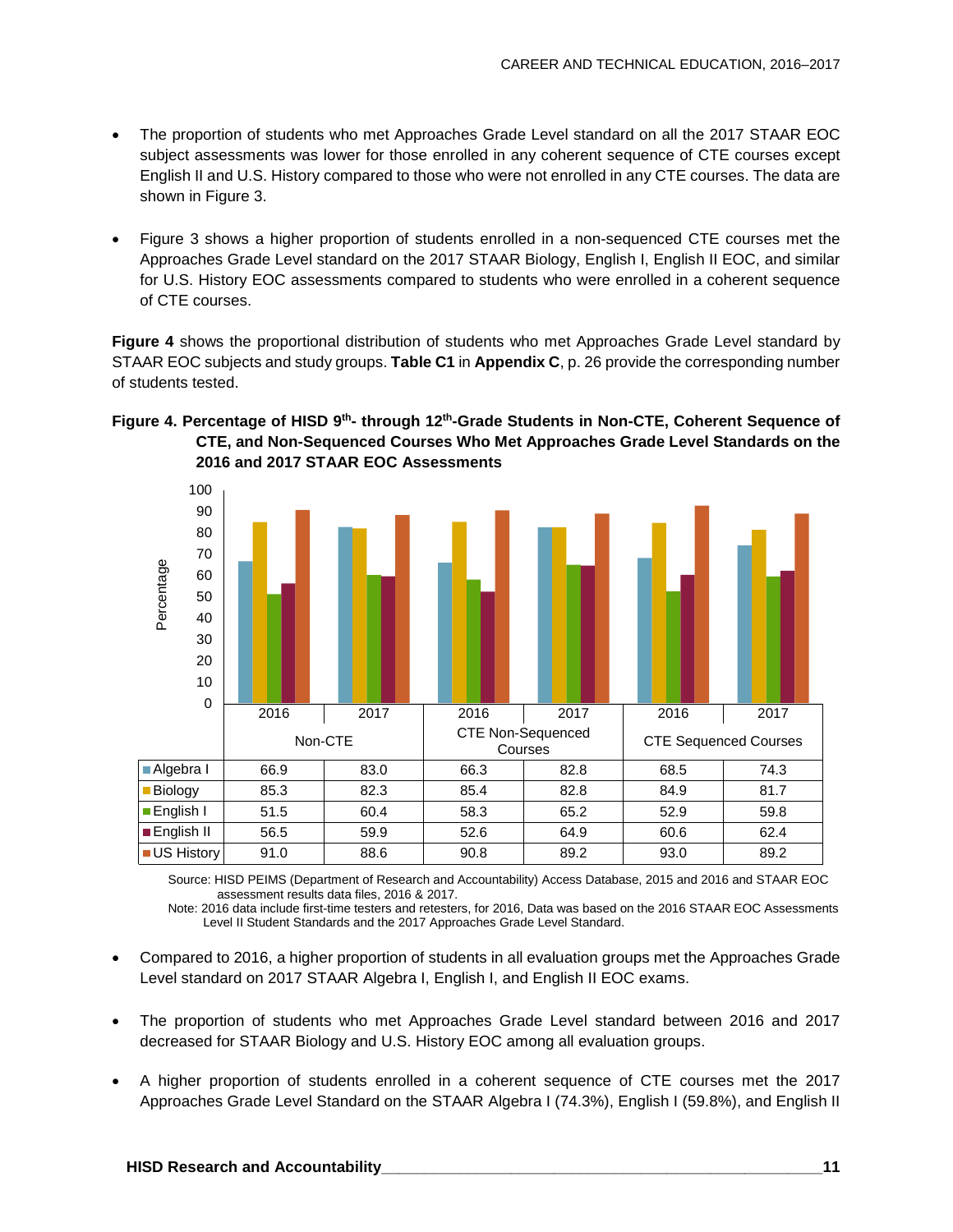- The proportion of students who met Approaches Grade Level standard on all the 2017 STAAR EOC subject assessments was lower for those enrolled in any coherent sequence of CTE courses except English II and U.S. History compared to those who were not enrolled in any CTE courses. The data are shown in Figure 3.

- Figure 3 shows a higher proportion of students enrolled in a non-sequenced CTE courses met the Approaches Grade Level standard on the 2017 STAAR Biology, English I, English II EOC, and similar for U.S. History EOC assessments compared to students who were enrolled in a coherent sequence of CTE courses.

**Figure 4** shows the proportional distribution of students who met Approaches Grade Level standard by STAAR EOC subjects and study groups. **Table C1** in **Appendix C**, p. 26 provide the corresponding number of students tested.

**Figure 4. Percentage of HISD 9th- through 12th-Grade Students in Non-CTE, Coherent Sequence of CTE, and Non-Sequenced Courses Who Met Approaches Grade Level Standards on the 2016 and 2017 STAAR EOC Assessments**

| | Non-CTE 2016 | Non-CTE 2017 | CTE Non-Sequenced Courses 2016 | CTE Non-Sequenced Courses 2017 | CTE Sequenced Courses 2016 | CTE Sequenced Courses 2017 |
|---|---|---|---|---|---|---|
| Algebra I | 66.9 | 83.0 | 66.3 | 82.8 | 68.5 | 74.3 |
| Biology | 85.3 | 82.3 | 85.4 | 82.8 | 84.9 | 81.7 |
| English I | 51.5 | 60.4 | 58.3 | 65.2 | 52.9 | 59.8 |
| English II | 56.5 | 59.9 | 52.6 | 64.9 | 60.6 | 62.4 |
| US History | 91.0 | 88.6 | 90.8 | 89.2 | 93.0 | 89.2 |

Source: HISD PEIMS (Department of Research and Accountability) Access Database, 2015 and 2016 and STAAR EOC assessment results data files, 2016 & 2017.
Note: 2016 data include first-time testers and retesters, for 2016, Data was based on the 2016 STAAR EOC Assessments Level II Student Standards and the 2017 Approaches Grade Level Standard.

- Compared to 2016, a higher proportion of students in all evaluation groups met the Approaches Grade Level standard on 2017 STAAR Algebra I, English I, and English II EOC exams.

- The proportion of students who met Approaches Grade Level standard between 2016 and 2017 decreased for STAAR Biology and U.S. History EOC among all evaluation groups.

- A higher proportion of students enrolled in a coherent sequence of CTE courses met the 2017 Approaches Grade Level Standard on the STAAR Algebra I (74.3%), English I (59.8%), and English II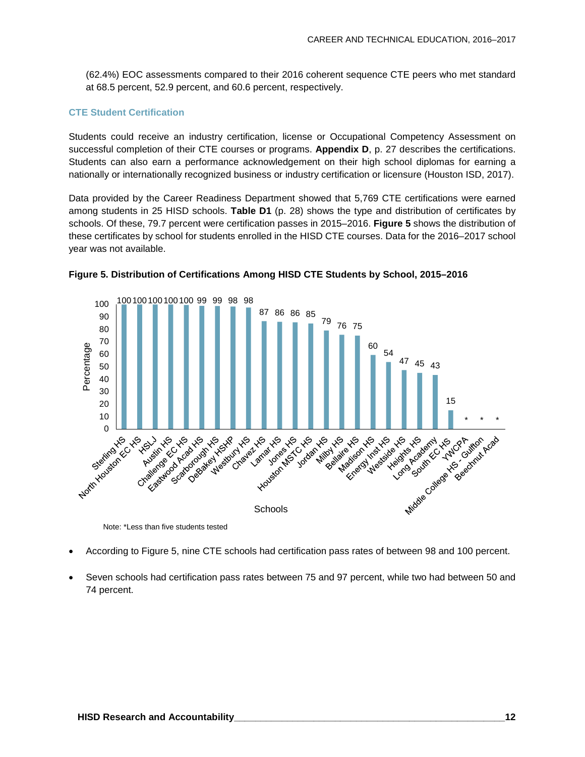(62.4%) EOC assessments compared to their 2016 coherent sequence CTE peers who met standard at 68.5 percent, 52.9 percent, and 60.6 percent, respectively.

### CTE Student Certification

Students could receive an industry certification, license or Occupational Competency Assessment on successful completion of their CTE courses or programs. **Appendix D**, p. 27 describes the certifications. Students can also earn a performance acknowledgement on their high school diplomas for earning a nationally or internationally recognized business or industry certification or licensure (Houston ISD, 2017).

Data provided by the Career Readiness Department showed that 5,769 CTE certifications were earned among students in 25 HISD schools. **Table D1** (p. 28) shows the type and distribution of certificates by schools. Of these, 79.7 percent were certification passes in 2015–2016. **Figure 5** shows the distribution of these certificates by school for students enrolled in the HISD CTE courses. Data for the 2016–2017 school year was not available.

**Figure 5. Distribution of Certifications Among HISD CTE Students by School, 2015–2016**

| Schools | Percentage |
|---|---|
| Sterling HS | 100 |
| North Houston EC HS | 100 |
| HSLJ | 100 |
| Austin HS | 100 |
| Challenge EC HS | 100 |
| Eastwood Acad HS | 99 |
| Scarborough HS | 99 |
| DeBakey HSHP | 98 |
| Westbury HS | 98 |
| Chavez HS | 87 |
| Lamar HS | 86 |
| Jones HS | 86 |
| Houston MSTC HS | 85 |
| Jordan HS | 79 |
| Milby HS | 76 |
| Bellaire HS | 75 |
| Madison HS | 60 |
| Energy Inst HS | 54 |
| Westside HS | 47 |
| Heights HS | 45 |
| Long Academy | 43 |
| South EC HS | 15 |
| YWCPA | * |
| Middle College HS - Gulfton | * |
| Beechnut Acad | * |

Note: *Less than five students tested

- According to Figure 5, nine CTE schools had certification pass rates of between 98 and 100 percent.
- Seven schools had certification pass rates between 75 and 97 percent, while two had between 50 and 74 percent.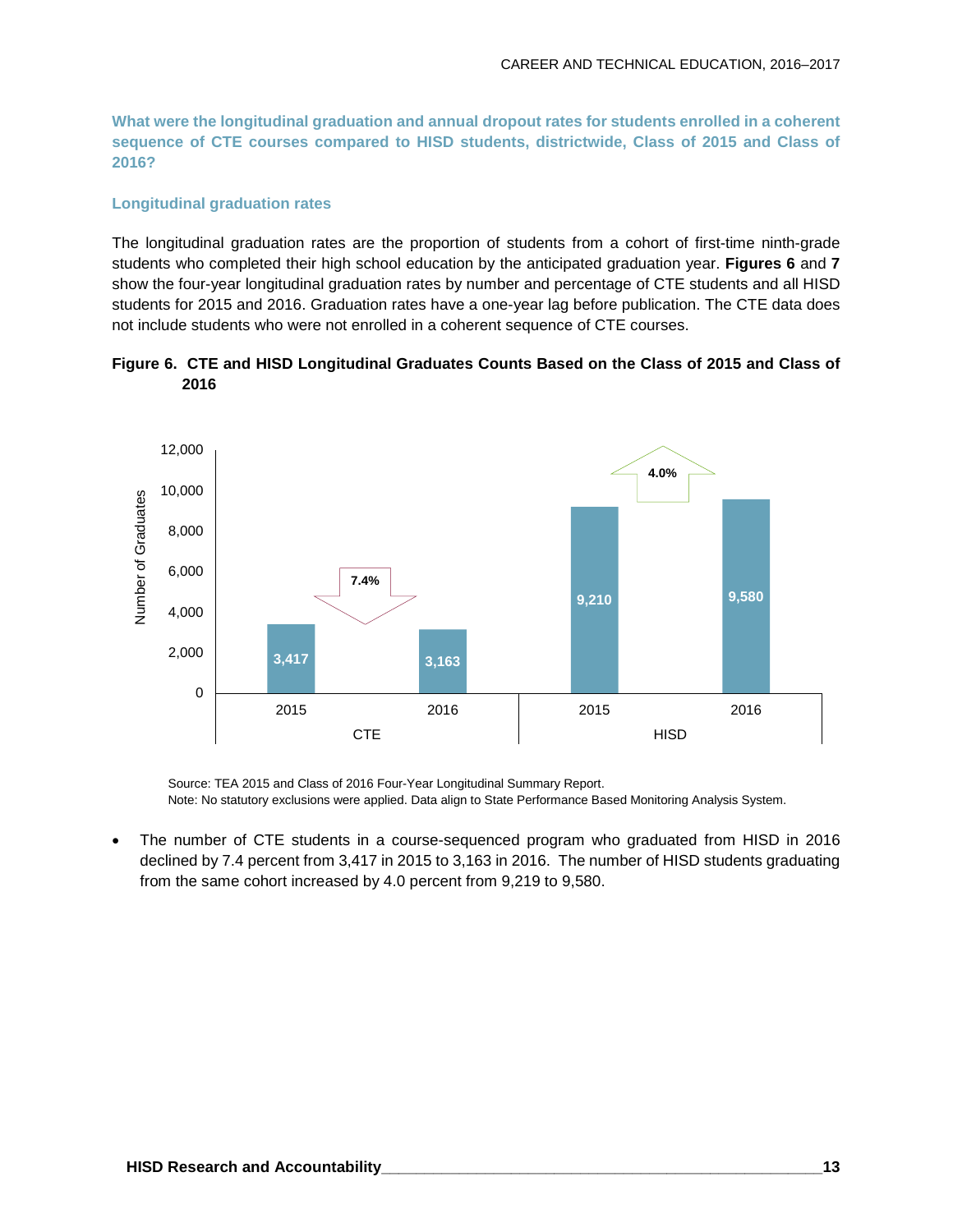### What were the longitudinal graduation and annual dropout rates for students enrolled in a coherent sequence of CTE courses compared to HISD students, districtwide, Class of 2015 and Class of 2016?

#### Longitudinal graduation rates

The longitudinal graduation rates are the proportion of students from a cohort of first-time ninth-grade students who completed their high school education by the anticipated graduation year. **Figures 6** and **7** show the four-year longitudinal graduation rates by number and percentage of CTE students and all HISD students for 2015 and 2016. Graduation rates have a one-year lag before publication. The CTE data does not include students who were not enrolled in a coherent sequence of CTE courses.

**Figure 6. CTE and HISD Longitudinal Graduates Counts Based on the Class of 2015 and Class of 2016**

| | CTE 2015 | CTE 2016 | HISD 2015 | HISD 2016 |
|---|---|---|---|---|
| Number of Graduates | 3,417 | 3,163 | 9,210 | 9,580 |
| Change | | 7.4% (decrease) | | 4.0% (increase) |

Source: TEA 2015 and Class of 2016 Four-Year Longitudinal Summary Report.
Note: No statutory exclusions were applied. Data align to State Performance Based Monitoring Analysis System.

- The number of CTE students in a course-sequenced program who graduated from HISD in 2016 declined by 7.4 percent from 3,417 in 2015 to 3,163 in 2016. The number of HISD students graduating from the same cohort increased by 4.0 percent from 9,219 to 9,580.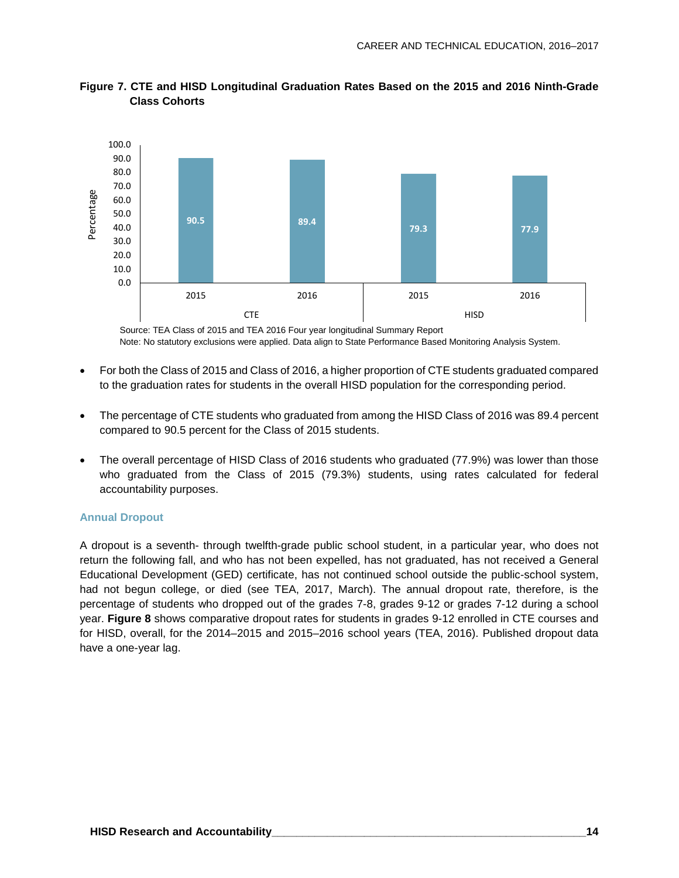**Figure 7. CTE and HISD Longitudinal Graduation Rates Based on the 2015 and 2016 Ninth-Grade Class Cohorts**

| | CTE 2015 | CTE 2016 | HISD 2015 | HISD 2016 |
|---|---|---|---|---|
| Percentage | 90.5 | 89.4 | 79.3 | 77.9 |

Source: TEA Class of 2015 and TEA 2016 Four year longitudinal Summary Report
Note: No statutory exclusions were applied. Data align to State Performance Based Monitoring Analysis System.

- For both the Class of 2015 and Class of 2016, a higher proportion of CTE students graduated compared to the graduation rates for students in the overall HISD population for the corresponding period.
- The percentage of CTE students who graduated from among the HISD Class of 2016 was 89.4 percent compared to 90.5 percent for the Class of 2015 students.
- The overall percentage of HISD Class of 2016 students who graduated (77.9%) was lower than those who graduated from the Class of 2015 (79.3%) students, using rates calculated for federal accountability purposes.

### Annual Dropout

A dropout is a seventh- through twelfth-grade public school student, in a particular year, who does not return the following fall, and who has not been expelled, has not graduated, has not received a General Educational Development (GED) certificate, has not continued school outside the public-school system, had not begun college, or died (see TEA, 2017, March). The annual dropout rate, therefore, is the percentage of students who dropped out of the grades 7-8, grades 9-12 or grades 7-12 during a school year. **Figure 8** shows comparative dropout rates for students in grades 9-12 enrolled in CTE courses and for HISD, overall, for the 2014–2015 and 2015–2016 school years (TEA, 2016). Published dropout data have a one-year lag.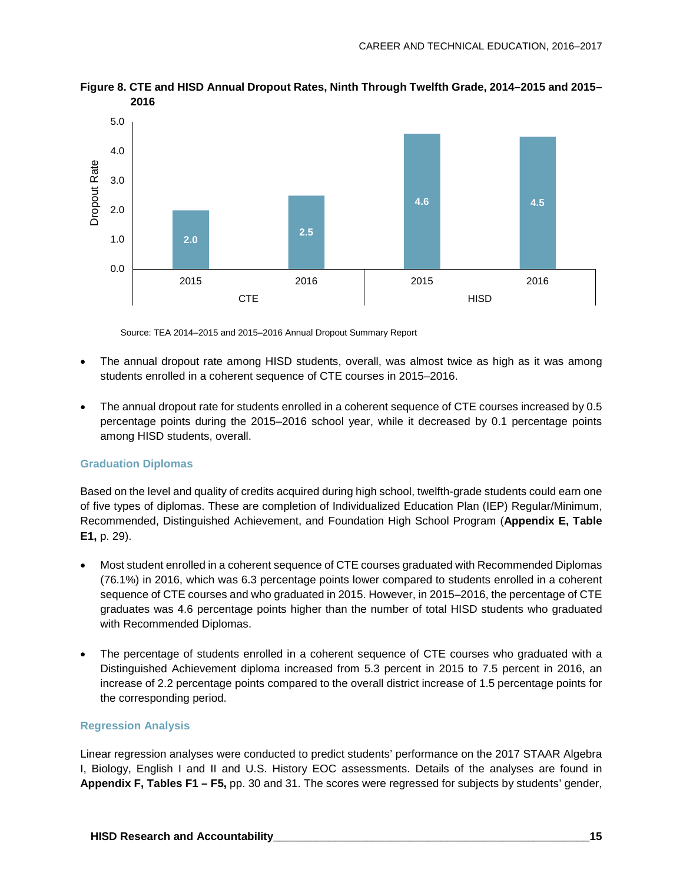**Figure 8. CTE and HISD Annual Dropout Rates, Ninth Through Twelfth Grade, 2014–2015 and 2015–2016**

Source: TEA 2014–2015 and 2015–2016 Annual Dropout Summary Report

- The annual dropout rate among HISD students, overall, was almost twice as high as it was among students enrolled in a coherent sequence of CTE courses in 2015–2016.
- The annual dropout rate for students enrolled in a coherent sequence of CTE courses increased by 0.5 percentage points during the 2015–2016 school year, while it decreased by 0.1 percentage points among HISD students, overall.

### Graduation Diplomas

Based on the level and quality of credits acquired during high school, twelfth-grade students could earn one of five types of diplomas. These are completion of Individualized Education Plan (IEP) Regular/Minimum, Recommended, Distinguished Achievement, and Foundation High School Program (**Appendix E, Table E1,** p. 29).

- Most student enrolled in a coherent sequence of CTE courses graduated with Recommended Diplomas (76.1%) in 2016, which was 6.3 percentage points lower compared to students enrolled in a coherent sequence of CTE courses and who graduated in 2015. However, in 2015–2016, the percentage of CTE graduates was 4.6 percentage points higher than the number of total HISD students who graduated with Recommended Diplomas.
- The percentage of students enrolled in a coherent sequence of CTE courses who graduated with a Distinguished Achievement diploma increased from 5.3 percent in 2015 to 7.5 percent in 2016, an increase of 2.2 percentage points compared to the overall district increase of 1.5 percentage points for the corresponding period.

### Regression Analysis

Linear regression analyses were conducted to predict students' performance on the 2017 STAAR Algebra I, Biology, English I and II and U.S. History EOC assessments. Details of the analyses are found in **Appendix F, Tables F1 – F5,** pp. 30 and 31. The scores were regressed for subjects by students' gender,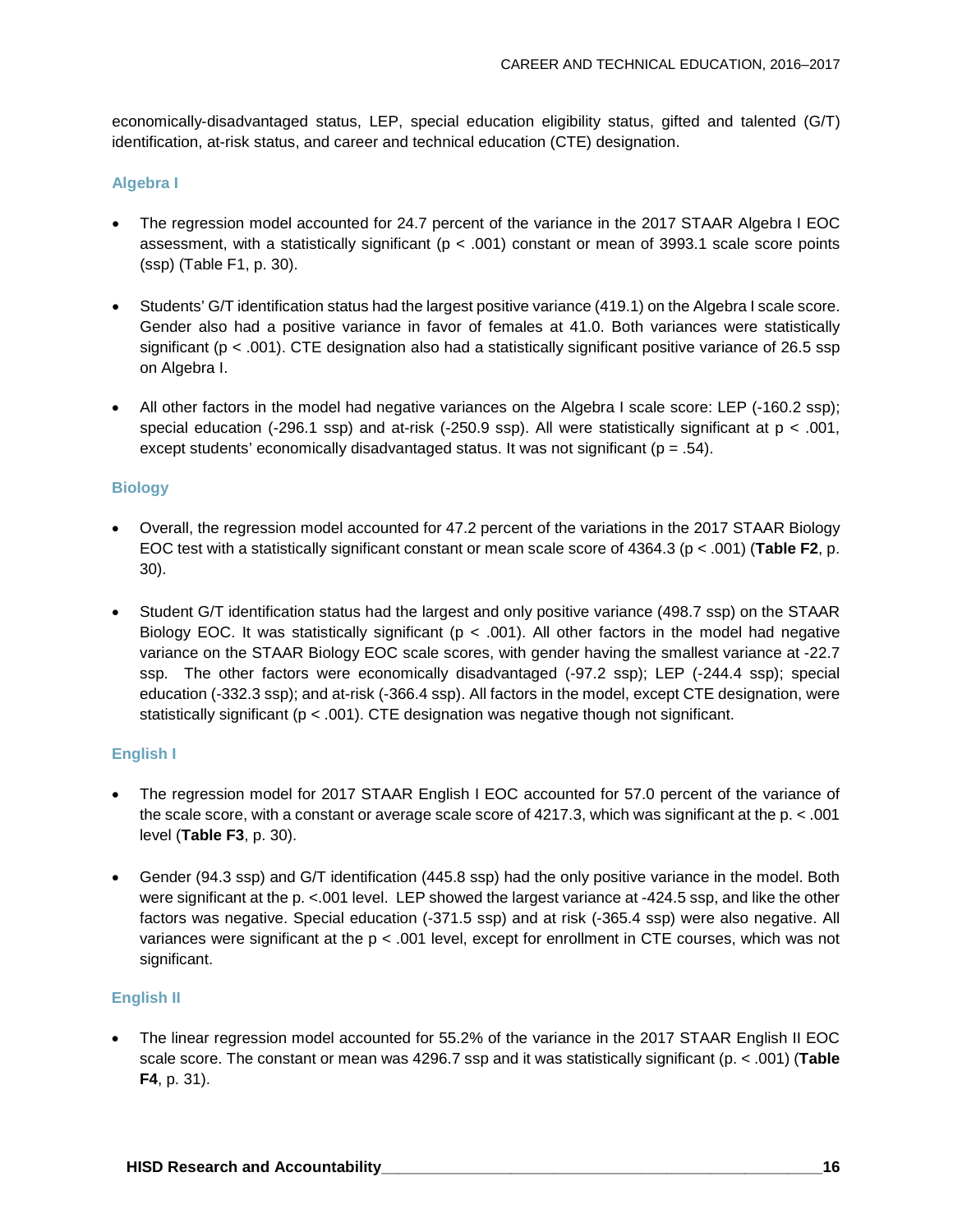economically-disadvantaged status, LEP, special education eligibility status, gifted and talented (G/T) identification, at-risk status, and career and technical education (CTE) designation.

### Algebra I

- The regression model accounted for 24.7 percent of the variance in the 2017 STAAR Algebra I EOC assessment, with a statistically significant ($p < .001$) constant or mean of 3993.1 scale score points (ssp) (Table F1, p. 30).

- Students' G/T identification status had the largest positive variance (419.1) on the Algebra I scale score. Gender also had a positive variance in favor of females at 41.0. Both variances were statistically significant ($p < .001$). CTE designation also had a statistically significant positive variance of 26.5 ssp on Algebra I.

- All other factors in the model had negative variances on the Algebra I scale score: LEP (-160.2 ssp); special education (-296.1 ssp) and at-risk (-250.9 ssp). All were statistically significant at $p < .001$, except students' economically disadvantaged status. It was not significant ($p = .54$).

### Biology

- Overall, the regression model accounted for 47.2 percent of the variations in the 2017 STAAR Biology EOC test with a statistically significant constant or mean scale score of 4364.3 ($p < .001$) (**Table F2**, p. 30).

- Student G/T identification status had the largest and only positive variance (498.7 ssp) on the STAAR Biology EOC. It was statistically significant ($p < .001$). All other factors in the model had negative variance on the STAAR Biology EOC scale scores, with gender having the smallest variance at -22.7 ssp. The other factors were economically disadvantaged (-97.2 ssp); LEP (-244.4 ssp); special education (-332.3 ssp); and at-risk (-366.4 ssp). All factors in the model, except CTE designation, were statistically significant ($p < .001$). CTE designation was negative though not significant.

### English I

- The regression model for 2017 STAAR English I EOC accounted for 57.0 percent of the variance of the scale score, with a constant or average scale score of 4217.3, which was significant at the p. < .001 level (**Table F3**, p. 30).

- Gender (94.3 ssp) and G/T identification (445.8 ssp) had the only positive variance in the model. Both were significant at the p. <.001 level. LEP showed the largest variance at -424.5 ssp, and like the other factors was negative. Special education (-371.5 ssp) and at risk (-365.4 ssp) were also negative. All variances were significant at the $p < .001$ level, except for enrollment in CTE courses, which was not significant.

### English II

- The linear regression model accounted for 55.2% of the variance in the 2017 STAAR English II EOC scale score. The constant or mean was 4296.7 ssp and it was statistically significant (p. < .001) (**Table F4**, p. 31).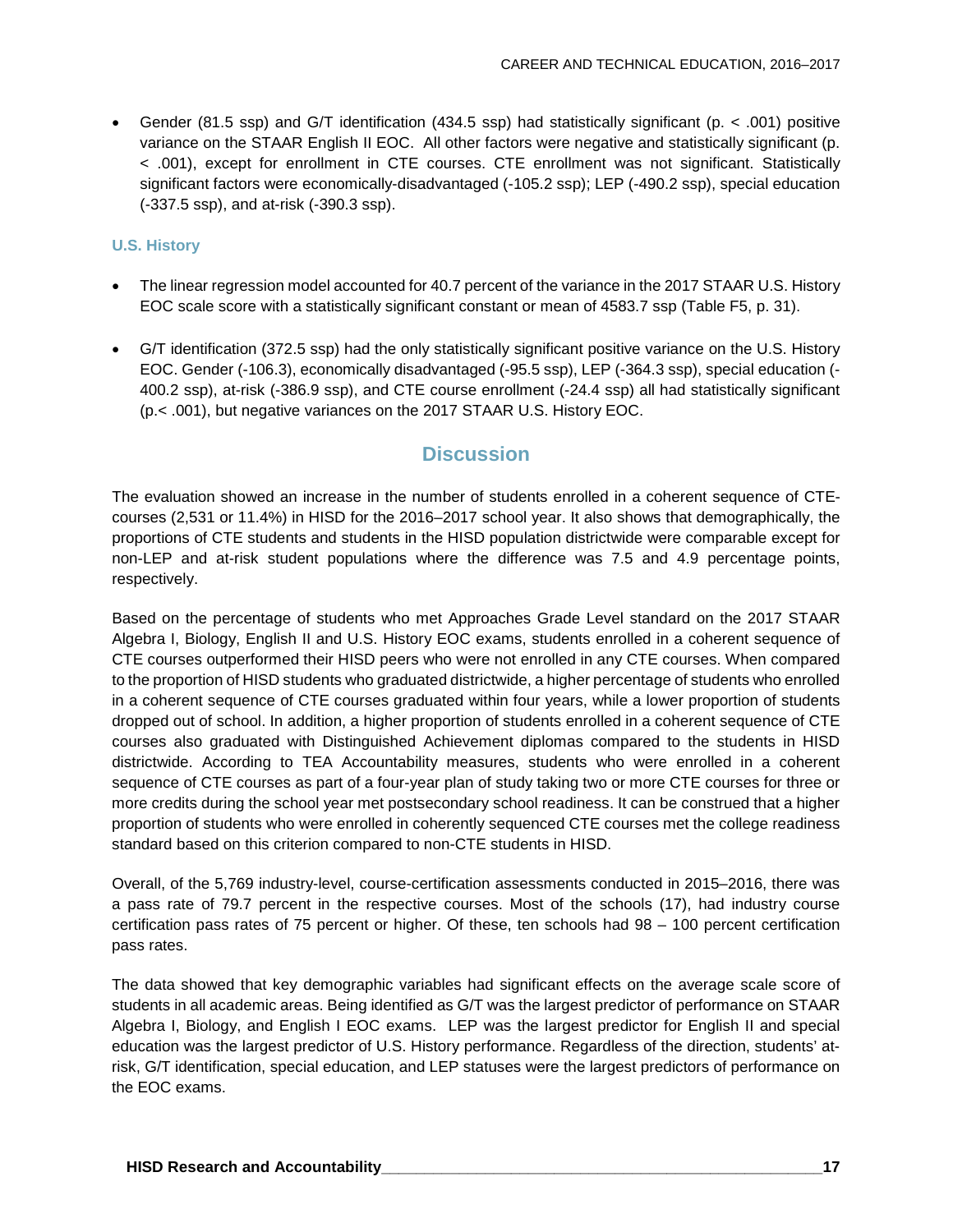- Gender (81.5 ssp) and G/T identification (434.5 ssp) had statistically significant (p. < .001) positive variance on the STAAR English II EOC. All other factors were negative and statistically significant (p. < .001), except for enrollment in CTE courses. CTE enrollment was not significant. Statistically significant factors were economically-disadvantaged (-105.2 ssp); LEP (-490.2 ssp), special education (-337.5 ssp), and at-risk (-390.3 ssp).

### U.S. History

- The linear regression model accounted for 40.7 percent of the variance in the 2017 STAAR U.S. History EOC scale score with a statistically significant constant or mean of 4583.7 ssp (Table F5, p. 31).

- G/T identification (372.5 ssp) had the only statistically significant positive variance on the U.S. History EOC. Gender (-106.3), economically disadvantaged (-95.5 ssp), LEP (-364.3 ssp), special education (-400.2 ssp), at-risk (-386.9 ssp), and CTE course enrollment (-24.4 ssp) all had statistically significant (p.< .001), but negative variances on the 2017 STAAR U.S. History EOC.

## Discussion

The evaluation showed an increase in the number of students enrolled in a coherent sequence of CTE-courses (2,531 or 11.4%) in HISD for the 2016–2017 school year. It also shows that demographically, the proportions of CTE students and students in the HISD population districtwide were comparable except for non-LEP and at-risk student populations where the difference was 7.5 and 4.9 percentage points, respectively.

Based on the percentage of students who met Approaches Grade Level standard on the 2017 STAAR Algebra I, Biology, English II and U.S. History EOC exams, students enrolled in a coherent sequence of CTE courses outperformed their HISD peers who were not enrolled in any CTE courses. When compared to the proportion of HISD students who graduated districtwide, a higher percentage of students who enrolled in a coherent sequence of CTE courses graduated within four years, while a lower proportion of students dropped out of school. In addition, a higher proportion of students enrolled in a coherent sequence of CTE courses also graduated with Distinguished Achievement diplomas compared to the students in HISD districtwide. According to TEA Accountability measures, students who were enrolled in a coherent sequence of CTE courses as part of a four-year plan of study taking two or more CTE courses for three or more credits during the school year met postsecondary school readiness. It can be construed that a higher proportion of students who were enrolled in coherently sequenced CTE courses met the college readiness standard based on this criterion compared to non-CTE students in HISD.

Overall, of the 5,769 industry-level, course-certification assessments conducted in 2015–2016, there was a pass rate of 79.7 percent in the respective courses. Most of the schools (17), had industry course certification pass rates of 75 percent or higher. Of these, ten schools had 98 – 100 percent certification pass rates.

The data showed that key demographic variables had significant effects on the average scale score of students in all academic areas. Being identified as G/T was the largest predictor of performance on STAAR Algebra I, Biology, and English I EOC exams. LEP was the largest predictor for English II and special education was the largest predictor of U.S. History performance. Regardless of the direction, students' at-risk, G/T identification, special education, and LEP statuses were the largest predictors of performance on the EOC exams.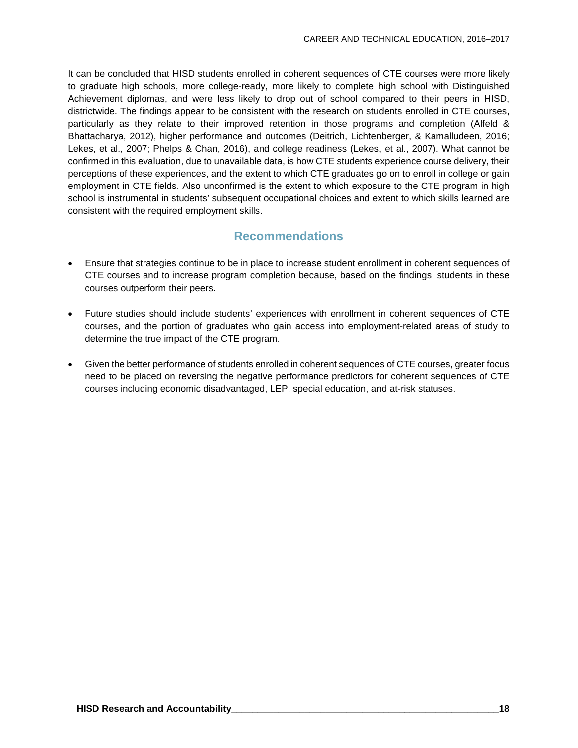It can be concluded that HISD students enrolled in coherent sequences of CTE courses were more likely to graduate high schools, more college-ready, more likely to complete high school with Distinguished Achievement diplomas, and were less likely to drop out of school compared to their peers in HISD, districtwide. The findings appear to be consistent with the research on students enrolled in CTE courses, particularly as they relate to their improved retention in those programs and completion (Alfeld & Bhattacharya, 2012), higher performance and outcomes (Deitrich, Lichtenberger, & Kamalludeen, 2016; Lekes, et al., 2007; Phelps & Chan, 2016), and college readiness (Lekes, et al., 2007). What cannot be confirmed in this evaluation, due to unavailable data, is how CTE students experience course delivery, their perceptions of these experiences, and the extent to which CTE graduates go on to enroll in college or gain employment in CTE fields. Also unconfirmed is the extent to which exposure to the CTE program in high school is instrumental in students' subsequent occupational choices and extent to which skills learned are consistent with the required employment skills.

## Recommendations

- Ensure that strategies continue to be in place to increase student enrollment in coherent sequences of CTE courses and to increase program completion because, based on the findings, students in these courses outperform their peers.
- Future studies should include students' experiences with enrollment in coherent sequences of CTE courses, and the portion of graduates who gain access into employment-related areas of study to determine the true impact of the CTE program.
- Given the better performance of students enrolled in coherent sequences of CTE courses, greater focus need to be placed on reversing the negative performance predictors for coherent sequences of CTE courses including economic disadvantaged, LEP, special education, and at-risk statuses.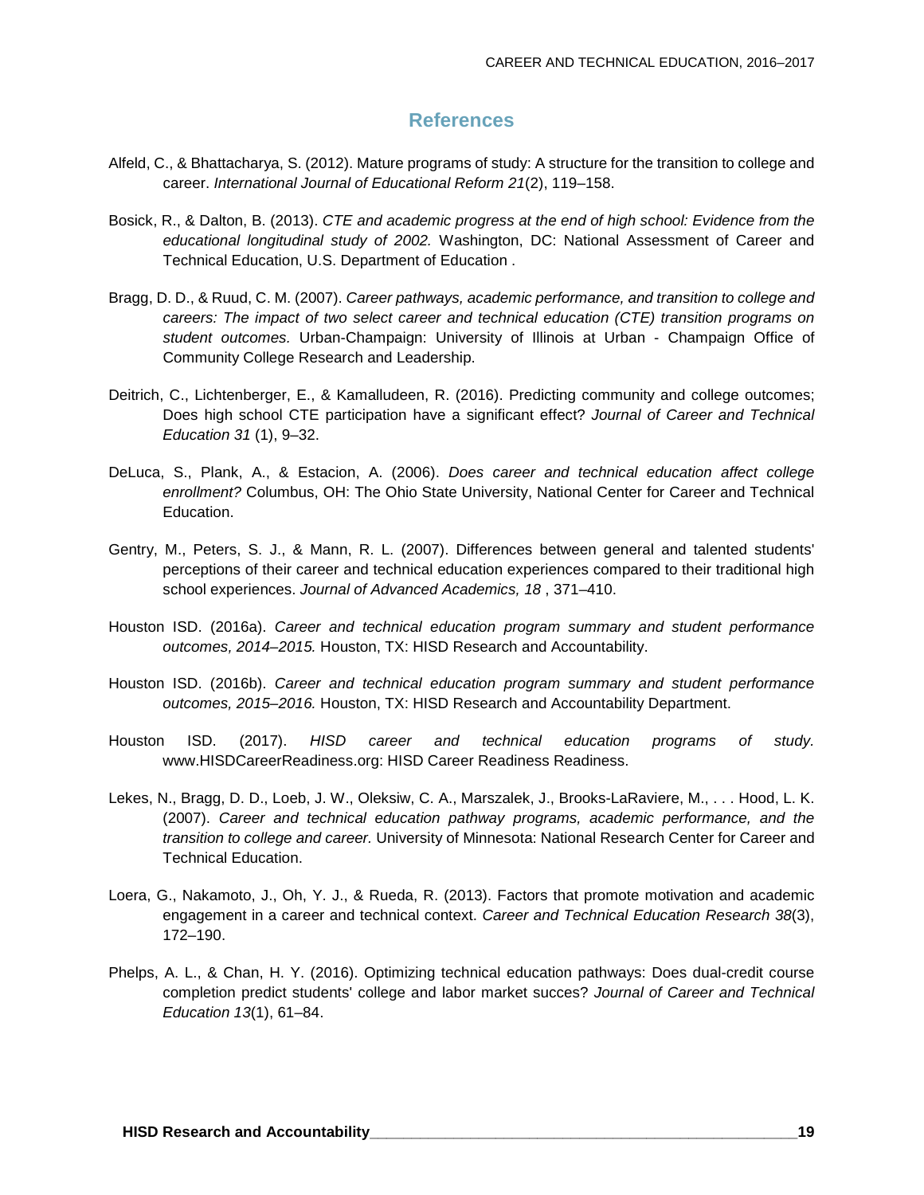# References

Alfeld, C., & Bhattacharya, S. (2012). Mature programs of study: A structure for the transition to college and career. *International Journal of Educational Reform 21*(2), 119–158.

Bosick, R., & Dalton, B. (2013). *CTE and academic progress at the end of high school: Evidence from the educational longitudinal study of 2002.* Washington, DC: National Assessment of Career and Technical Education, U.S. Department of Education .

Bragg, D. D., & Ruud, C. M. (2007). *Career pathways, academic performance, and transition to college and careers: The impact of two select career and technical education (CTE) transition programs on student outcomes.* Urban-Champaign: University of Illinois at Urban - Champaign Office of Community College Research and Leadership.

Deitrich, C., Lichtenberger, E., & Kamalludeen, R. (2016). Predicting community and college outcomes; Does high school CTE participation have a significant effect? *Journal of Career and Technical Education 31* (1), 9–32.

DeLuca, S., Plank, A., & Estacion, A. (2006). *Does career and technical education affect college enrollment?* Columbus, OH: The Ohio State University, National Center for Career and Technical Education.

Gentry, M., Peters, S. J., & Mann, R. L. (2007). Differences between general and talented students' perceptions of their career and technical education experiences compared to their traditional high school experiences. *Journal of Advanced Academics, 18* , 371–410.

Houston ISD. (2016a). *Career and technical education program summary and student performance outcomes, 2014–2015.* Houston, TX: HISD Research and Accountability.

Houston ISD. (2016b). *Career and technical education program summary and student performance outcomes, 2015–2016.* Houston, TX: HISD Research and Accountability Department.

Houston ISD. (2017). *HISD career and technical education programs of study.* www.HISDCareerReadiness.org: HISD Career Readiness Readiness.

Lekes, N., Bragg, D. D., Loeb, J. W., Oleksiw, C. A., Marszalek, J., Brooks-LaRaviere, M., . . . Hood, L. K. (2007). *Career and technical education pathway programs, academic performance, and the transition to college and career.* University of Minnesota: National Research Center for Career and Technical Education.

Loera, G., Nakamoto, J., Oh, Y. J., & Rueda, R. (2013). Factors that promote motivation and academic engagement in a career and technical context. *Career and Technical Education Research 38*(3), 172–190.

Phelps, A. L., & Chan, H. Y. (2016). Optimizing technical education pathways: Does dual-credit course completion predict students' college and labor market succes? *Journal of Career and Technical Education 13*(1), 61–84.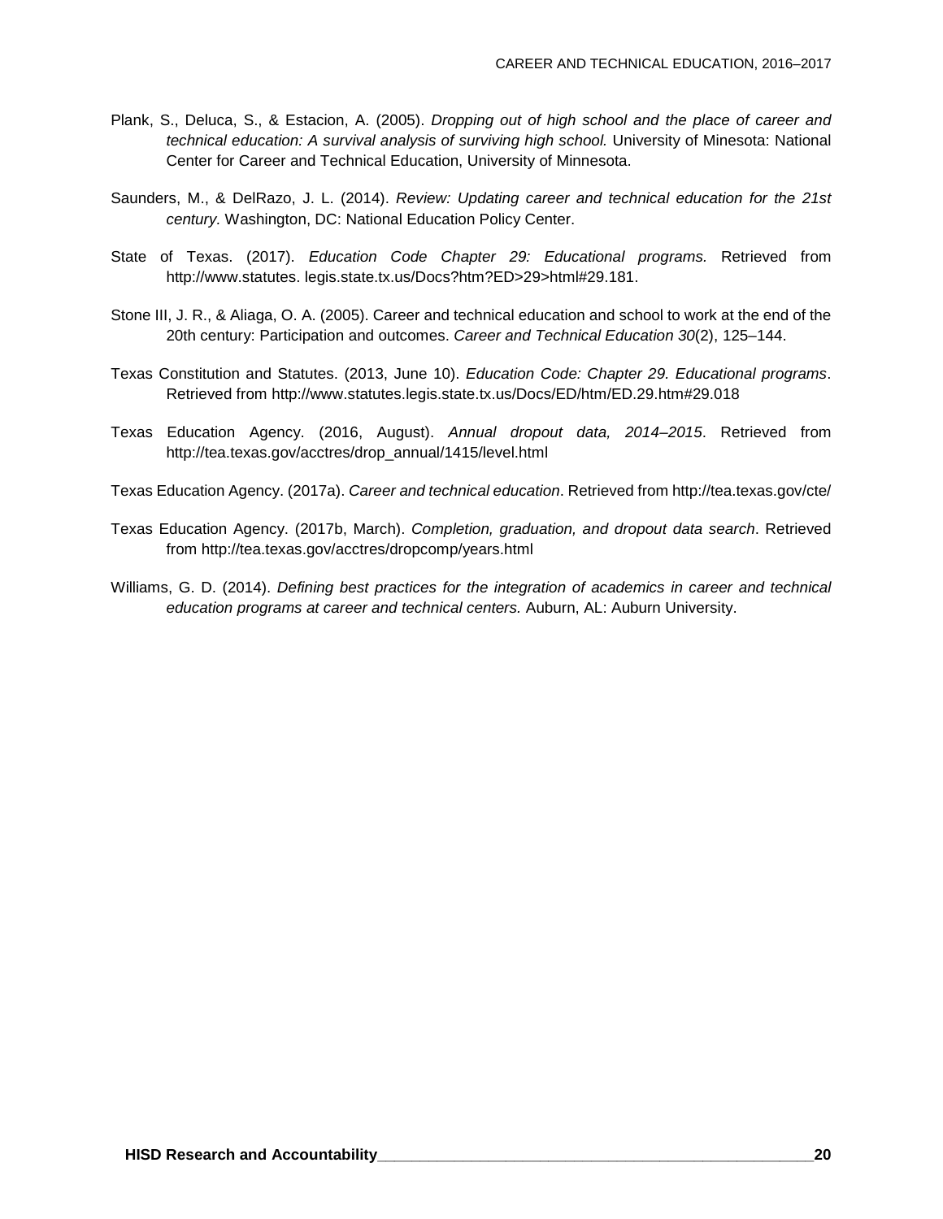Plank, S., Deluca, S., & Estacion, A. (2005). *Dropping out of high school and the place of career and technical education: A survival analysis of surviving high school.* University of Minesota: National Center for Career and Technical Education, University of Minnesota.

Saunders, M., & DelRazo, J. L. (2014). *Review: Updating career and technical education for the 21st century.* Washington, DC: National Education Policy Center.

State of Texas. (2017). *Education Code Chapter 29: Educational programs.* Retrieved from http://www.statutes. legis.state.tx.us/Docs?htm?ED>29>html#29.181.

Stone III, J. R., & Aliaga, O. A. (2005). Career and technical education and school to work at the end of the 20th century: Participation and outcomes. *Career and Technical Education 30*(2), 125–144.

Texas Constitution and Statutes. (2013, June 10). *Education Code: Chapter 29. Educational programs*. Retrieved from http://www.statutes.legis.state.tx.us/Docs/ED/htm/ED.29.htm#29.018

Texas Education Agency. (2016, August). *Annual dropout data, 2014–2015*. Retrieved from http://tea.texas.gov/acctres/drop_annual/1415/level.html

Texas Education Agency. (2017a). *Career and technical education*. Retrieved from http://tea.texas.gov/cte/

Texas Education Agency. (2017b, March). *Completion, graduation, and dropout data search*. Retrieved from http://tea.texas.gov/acctres/dropcomp/years.html

Williams, G. D. (2014). *Defining best practices for the integration of academics in career and technical education programs at career and technical centers.* Auburn, AL: Auburn University.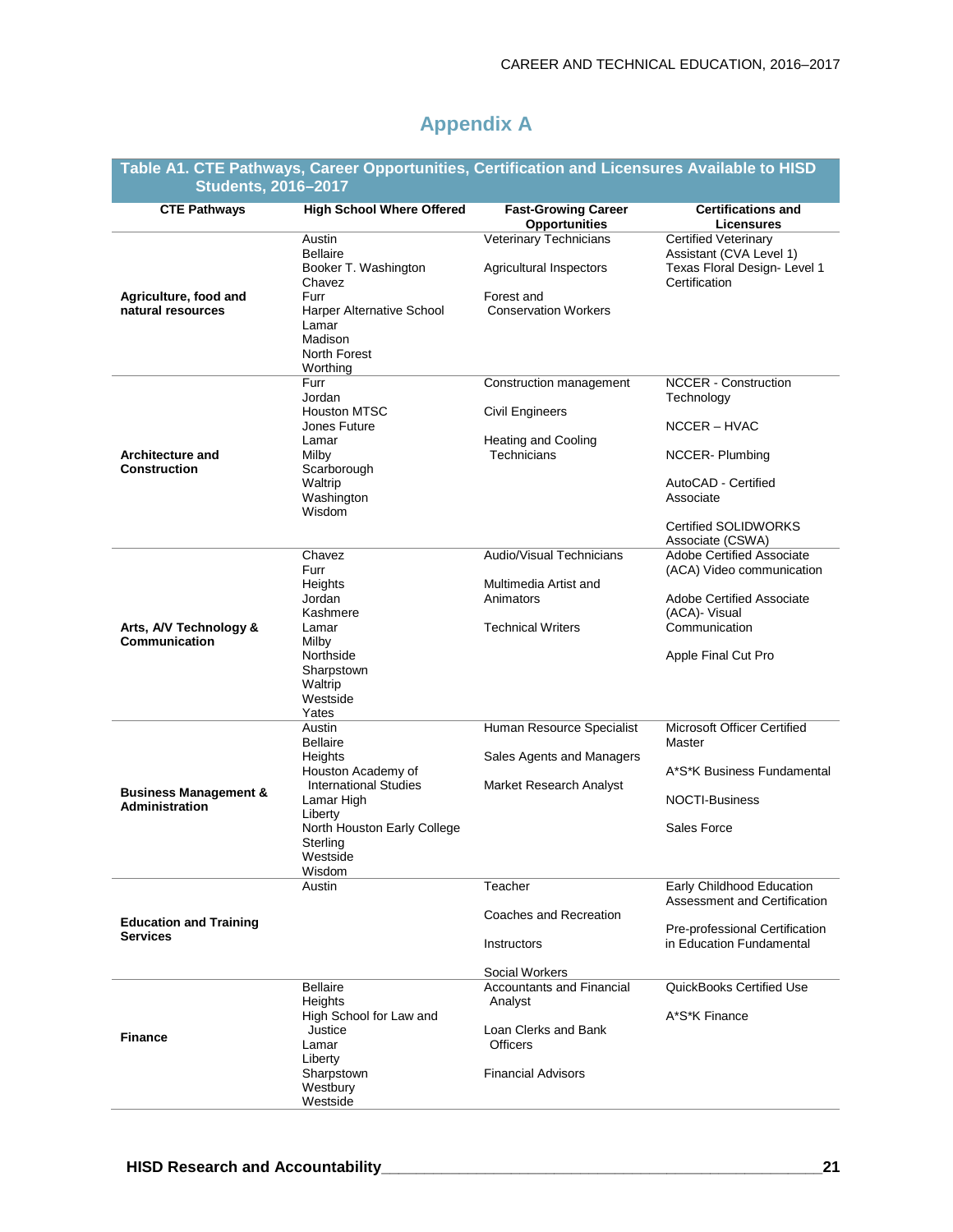# Appendix A

**Table A1. CTE Pathways, Career Opportunities, Certification and Licensures Available to HISD Students, 2016–2017**

| CTE Pathways | High School Where Offered | Fast-Growing Career Opportunities | Certifications and Licensures |
|---|---|---|---|
| **Agriculture, food and natural resources** | Austin<br>Bellaire<br>Booker T. Washington<br>Chavez<br>Furr<br>Harper Alternative School<br>Lamar<br>Madison<br>North Forest<br>Worthing | Veterinary Technicians<br><br>Agricultural Inspectors<br><br>Forest and Conservation Workers | Certified Veterinary Assistant (CVA Level 1)<br>Texas Floral Design- Level 1 Certification |
| **Architecture and Construction** | Furr<br>Jordan<br>Houston MTSC<br>Jones Future<br>Lamar<br>Milby<br>Scarborough<br>Waltrip<br>Washington<br>Wisdom | Construction management<br><br>Civil Engineers<br><br>Heating and Cooling Technicians | NCCER - Construction Technology<br><br>NCCER – HVAC<br><br>NCCER- Plumbing<br><br>AutoCAD - Certified Associate<br><br>Certified SOLIDWORKS Associate (CSWA) |
| **Arts, A/V Technology & Communication** | Chavez<br>Furr<br>Heights<br>Jordan<br>Kashmere<br>Lamar<br>Milby<br>Northside<br>Sharpstown<br>Waltrip<br>Westside<br>Yates | Audio/Visual Technicians<br><br>Multimedia Artist and Animators<br><br>Technical Writers | Adobe Certified Associate (ACA) Video communication<br><br>Adobe Certified Associate (ACA)- Visual Communication<br><br>Apple Final Cut Pro |
| **Business Management & Administration** | Austin<br>Bellaire<br>Heights<br>Houston Academy of International Studies<br>Lamar High<br>Liberty<br>North Houston Early College<br>Sterling<br>Westside<br>Wisdom | Human Resource Specialist<br><br>Sales Agents and Managers<br><br>Market Research Analyst | Microsoft Officer Certified Master<br><br>A*S*K Business Fundamental<br><br>NOCTI-Business<br><br>Sales Force |
| **Education and Training Services** | Austin | Teacher<br><br>Coaches and Recreation<br><br>Instructors<br><br>Social Workers | Early Childhood Education Assessment and Certification<br><br>Pre-professional Certification in Education Fundamental |
| **Finance** | Bellaire<br>Heights<br>High School for Law and Justice<br>Lamar<br>Liberty<br>Sharpstown<br>Westbury<br>Westside | Accountants and Financial Analyst<br><br>Loan Clerks and Bank Officers<br><br>Financial Advisors | QuickBooks Certified Use<br><br>A*S*K Finance |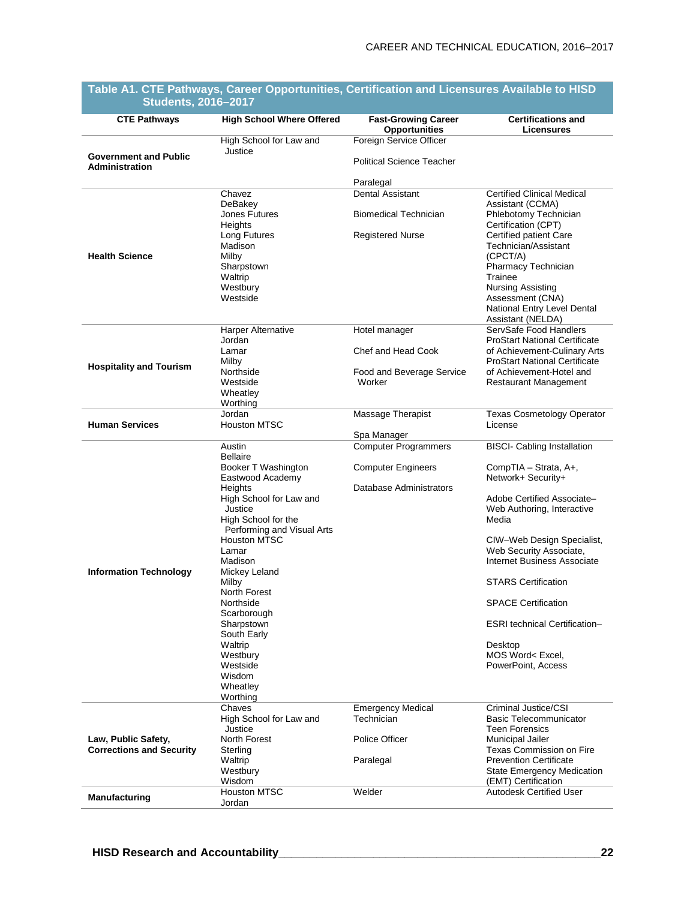**Table A1. CTE Pathways, Career Opportunities, Certification and Licensures Available to HISD Students, 2016–2017**

| CTE Pathways | High School Where Offered | Fast-Growing Career Opportunities | Certifications and Licensures |
|---|---|---|---|
| **Government and Public Administration** | High School for Law and Justice | Foreign Service Officer<br>Political Science Teacher<br>Paralegal | |
| **Health Science** | Chavez<br>DeBakey<br>Jones Futures<br>Heights<br>Long Futures<br>Madison<br>Milby<br>Sharpstown<br>Waltrip<br>Westbury<br>Westside | Dental Assistant<br>Biomedical Technician<br>Registered Nurse | Certified Clinical Medical Assistant (CCMA)<br>Phlebotomy Technician Certification (CPT)<br>Certified patient Care Technician/Assistant (CPCT/A)<br>Pharmacy Technician Trainee<br>Nursing Assisting Assessment (CNA)<br>National Entry Level Dental Assistant (NELDA) |
| **Hospitality and Tourism** | Harper Alternative<br>Jordan<br>Lamar<br>Milby<br>Northside<br>Westside<br>Wheatley<br>Worthing | Hotel manager<br>Chef and Head Cook<br>Food and Beverage Service Worker | ServSafe Food Handlers<br>ProStart National Certificate of Achievement-Culinary Arts<br>ProStart National Certificate of Achievement-Hotel and Restaurant Management |
| **Human Services** | Jordan<br>Houston MTSC | Massage Therapist<br>Spa Manager | Texas Cosmetology Operator License |
| **Information Technology** | Austin<br>Bellaire<br>Booker T Washington<br>Eastwood Academy<br>Heights<br>High School for Law and Justice<br>High School for the Performing and Visual Arts<br>Houston MTSC<br>Lamar<br>Madison<br>Mickey Leland<br>Milby<br>North Forest<br>Northside<br>Scarborough<br>Sharpstown<br>South Early<br>Waltrip<br>Westbury<br>Westside<br>Wisdom<br>Wheatley<br>Worthing | Computer Programmers<br>Computer Engineers<br>Database Administrators | BISCI- Cabling Installation<br>CompTIA – Strata, A+, Network+ Security+<br>Adobe Certified Associate–Web Authoring, Interactive Media<br>CIW–Web Design Specialist, Web Security Associate, Internet Business Associate<br>STARS Certification<br>SPACE Certification<br>ESRI technical Certification–Desktop<br>MOS Word< Excel, PowerPoint, Access |
| **Law, Public Safety, Corrections and Security** | Chaves<br>High School for Law and Justice<br>North Forest<br>Sterling<br>Waltrip<br>Westbury<br>Wisdom | Emergency Medical Technician<br>Police Officer<br>Paralegal | Criminal Justice/CSI<br>Basic Telecommunicator<br>Teen Forensics<br>Municipal Jailer<br>Texas Commission on Fire Prevention Certificate<br>State Emergency Medication (EMT) Certification |
| **Manufacturing** | Houston MTSC<br>Jordan | Welder | Autodesk Certified User |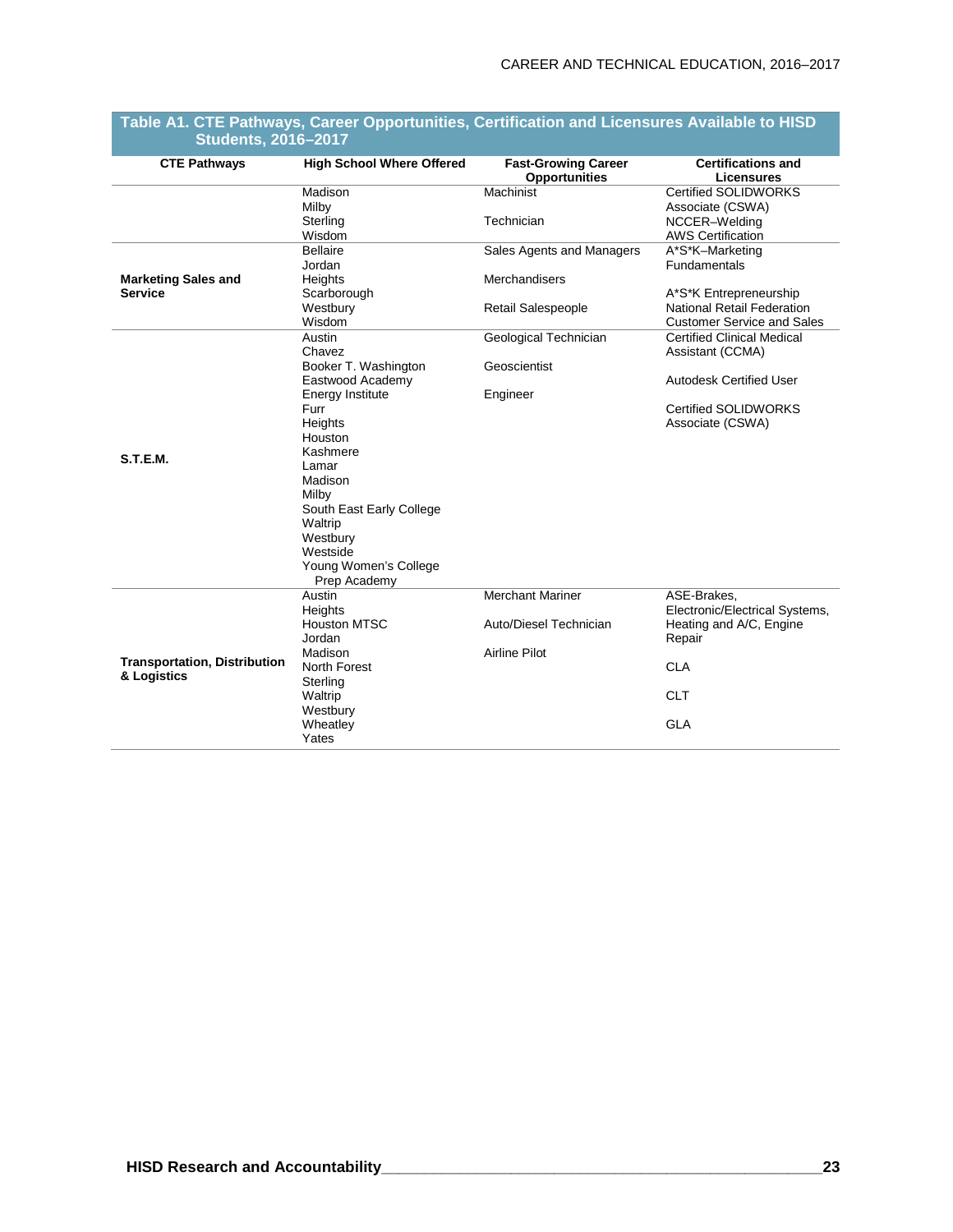**Table A1. CTE Pathways, Career Opportunities, Certification and Licensures Available to HISD Students, 2016–2017**

| CTE Pathways | High School Where Offered | Fast-Growing Career Opportunities | Certifications and Licensures |
|---|---|---|---|
| | Madison<br>Milby<br>Sterling<br>Wisdom | Machinist<br><br>Technician | Certified SOLIDWORKS Associate (CSWA)<br>NCCER–Welding<br>AWS Certification |
| **Marketing Sales and Service** | Bellaire<br>Jordan<br>Heights<br>Scarborough<br>Westbury<br>Wisdom | Sales Agents and Managers<br><br>Merchandisers<br><br>Retail Salespeople | A*S*K–Marketing Fundamentals<br><br>A*S*K Entrepreneurship<br>National Retail Federation Customer Service and Sales |
| **S.T.E.M.** | Austin<br>Chavez<br>Booker T. Washington<br>Eastwood Academy<br>Energy Institute<br>Furr<br>Heights<br>Houston<br>Kashmere<br>Lamar<br>Madison<br>Milby<br>South East Early College<br>Waltrip<br>Westbury<br>Westside<br>Young Women's College Prep Academy | Geological Technician<br><br>Geoscientist<br><br>Engineer | Certified Clinical Medical Assistant (CCMA)<br><br>Autodesk Certified User<br><br>Certified SOLIDWORKS Associate (CSWA) |
| **Transportation, Distribution & Logistics** | Austin<br>Heights<br>Houston MTSC<br>Jordan<br>Madison<br>North Forest<br>Sterling<br>Waltrip<br>Westbury<br>Wheatley<br>Yates | Merchant Mariner<br><br>Auto/Diesel Technician<br><br>Airline Pilot | ASE-Brakes, Electronic/Electrical Systems, Heating and A/C, Engine Repair<br><br>CLA<br><br>CLT<br><br>GLA |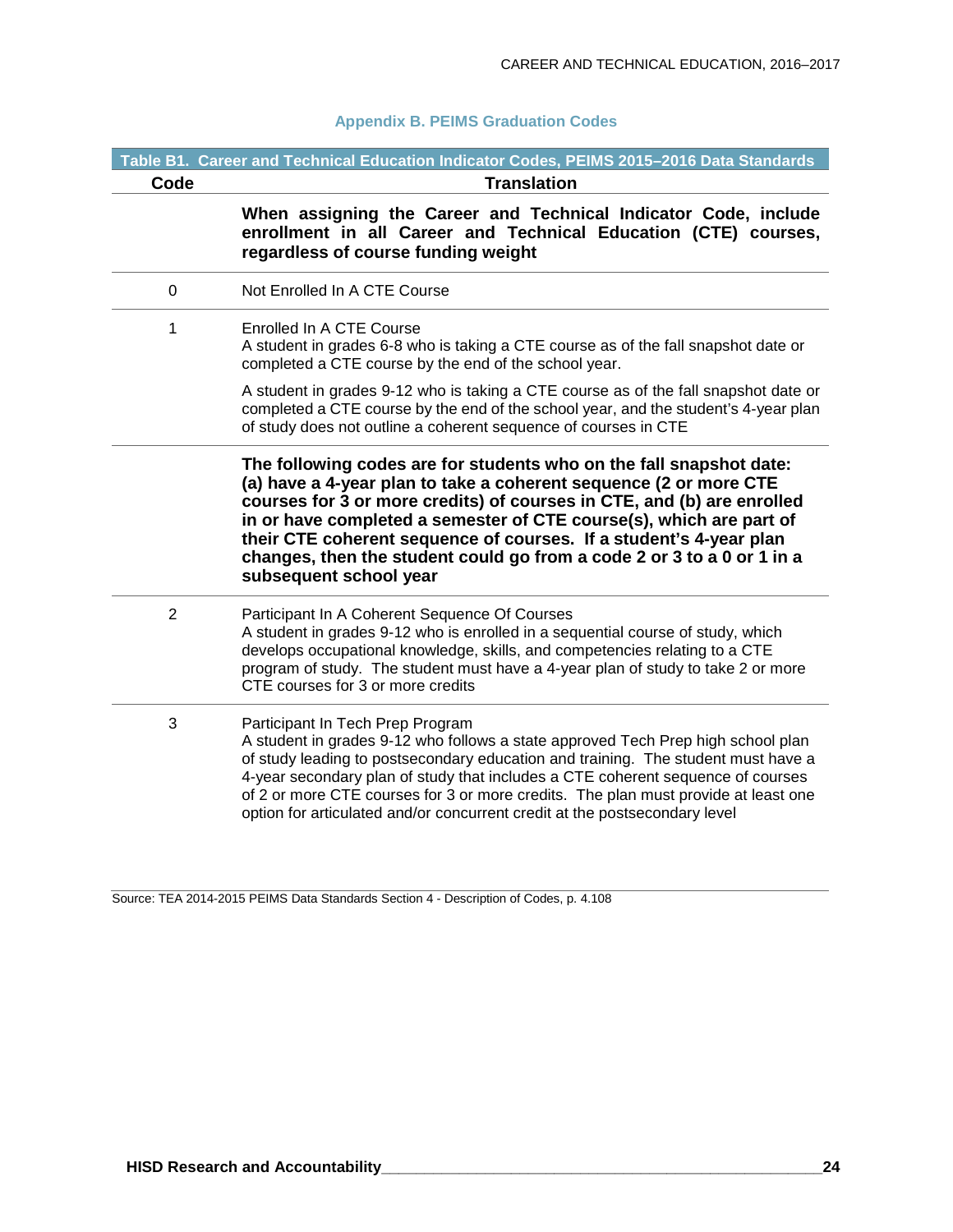## Appendix B. PEIMS Graduation Codes

**Table B1. Career and Technical Education Indicator Codes, PEIMS 2015–2016 Data Standards**

| Code | Translation |
|---|---|
| | **When assigning the Career and Technical Indicator Code, include enrollment in all Career and Technical Education (CTE) courses, regardless of course funding weight** |
| 0 | Not Enrolled In A CTE Course |
| 1 | Enrolled In A CTE Course<br>A student in grades 6-8 who is taking a CTE course as of the fall snapshot date or completed a CTE course by the end of the school year.<br><br>A student in grades 9-12 who is taking a CTE course as of the fall snapshot date or completed a CTE course by the end of the school year, and the student's 4-year plan of study does not outline a coherent sequence of courses in CTE |
| | **The following codes are for students who on the fall snapshot date: (a) have a 4-year plan to take a coherent sequence (2 or more CTE courses for 3 or more credits) of courses in CTE, and (b) are enrolled in or have completed a semester of CTE course(s), which are part of their CTE coherent sequence of courses. If a student's 4-year plan changes, then the student could go from a code 2 or 3 to a 0 or 1 in a subsequent school year** |
| 2 | Participant In A Coherent Sequence Of Courses<br>A student in grades 9-12 who is enrolled in a sequential course of study, which develops occupational knowledge, skills, and competencies relating to a CTE program of study. The student must have a 4-year plan of study to take 2 or more CTE courses for 3 or more credits |
| 3 | Participant In Tech Prep Program<br>A student in grades 9-12 who follows a state approved Tech Prep high school plan of study leading to postsecondary education and training. The student must have a 4-year secondary plan of study that includes a CTE coherent sequence of courses of 2 or more CTE courses for 3 or more credits. The plan must provide at least one option for articulated and/or concurrent credit at the postsecondary level |

Source: TEA 2014-2015 PEIMS Data Standards Section 4 - Description of Codes, p. 4.108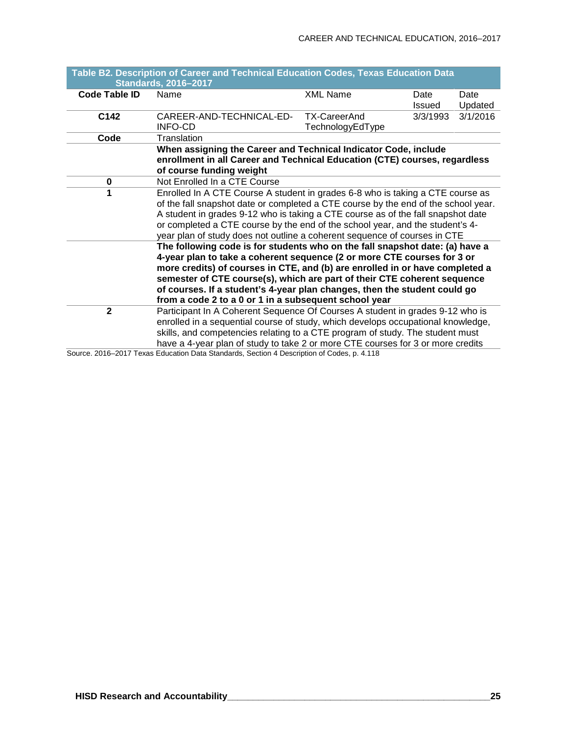**Table B2. Description of Career and Technical Education Codes, Texas Education Data Standards, 2016–2017**

| Code Table ID | Name | XML Name | Date Issued | Date Updated |
|---|---|---|---|---|
| **C142** | CAREER-AND-TECHNICAL-ED-INFO-CD | TX-CareerAnd TechnologyEdType | 3/3/1993 | 3/1/2016 |
| **Code** | Translation | | | |
| | **When assigning the Career and Technical Indicator Code, include enrollment in all Career and Technical Education (CTE) courses, regardless of course funding weight** | | | |
| **0** | Not Enrolled In a CTE Course | | | |
| **1** | Enrolled In A CTE Course A student in grades 6-8 who is taking a CTE course as of the fall snapshot date or completed a CTE course by the end of the school year. A student in grades 9-12 who is taking a CTE course as of the fall snapshot date or completed a CTE course by the end of the school year, and the student's 4-year plan of study does not outline a coherent sequence of courses in CTE | | | |
| | **The following code is for students who on the fall snapshot date: (a) have a 4-year plan to take a coherent sequence (2 or more CTE courses for 3 or more credits) of courses in CTE, and (b) are enrolled in or have completed a semester of CTE course(s), which are part of their CTE coherent sequence of courses. If a student's 4-year plan changes, then the student could go from a code 2 to a 0 or 1 in a subsequent school year** | | | |
| **2** | Participant In A Coherent Sequence Of Courses A student in grades 9-12 who is enrolled in a sequential course of study, which develops occupational knowledge, skills, and competencies relating to a CTE program of study. The student must have a 4-year plan of study to take 2 or more CTE courses for 3 or more credits | | | |

Source. 2016–2017 Texas Education Data Standards, Section 4 Description of Codes, p. 4.118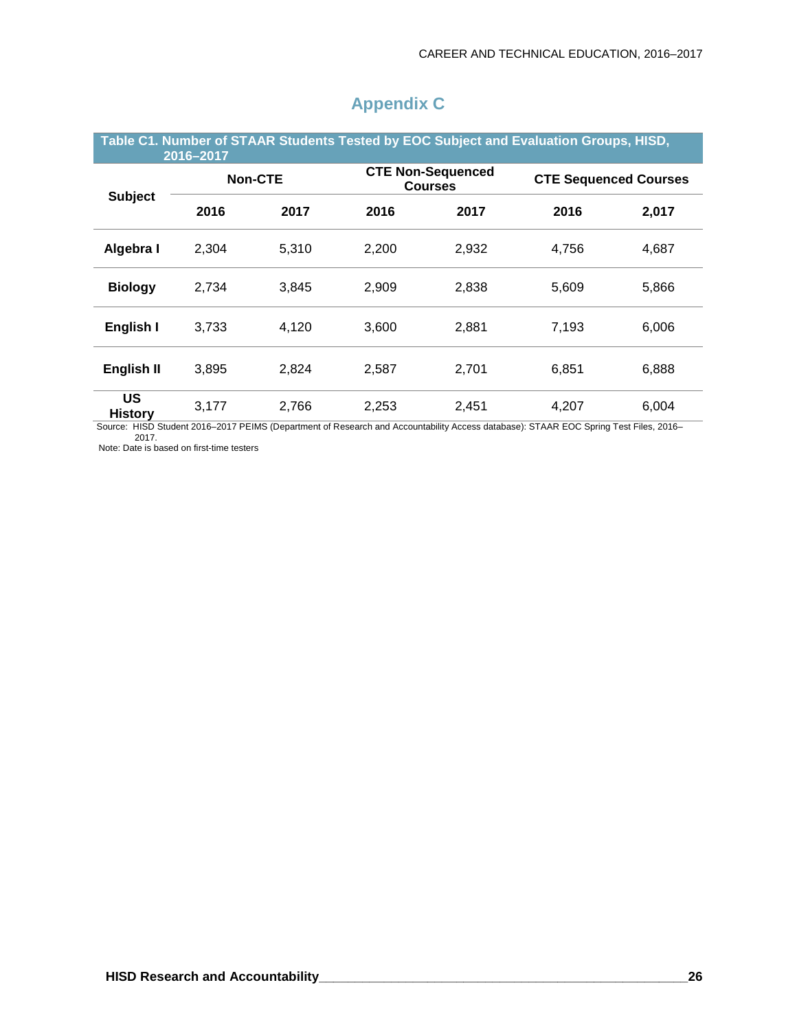# Appendix C

**Table C1. Number of STAAR Students Tested by EOC Subject and Evaluation Groups, HISD, 2016–2017**

| Subject | Non-CTE | | CTE Non-Sequenced Courses | | CTE Sequenced Courses | |
|---|---|---|---|---|---|---|
| | 2016 | 2017 | 2016 | 2017 | 2016 | 2,017 |
| Algebra I | 2,304 | 5,310 | 2,200 | 2,932 | 4,756 | 4,687 |
| Biology | 2,734 | 3,845 | 2,909 | 2,838 | 5,609 | 5,866 |
| English I | 3,733 | 4,120 | 3,600 | 2,881 | 7,193 | 6,006 |
| English II | 3,895 | 2,824 | 2,587 | 2,701 | 6,851 | 6,888 |
| US History | 3,177 | 2,766 | 2,253 | 2,451 | 4,207 | 6,004 |

Source: HISD Student 2016–2017 PEIMS (Department of Research and Accountability Access database): STAAR EOC Spring Test Files, 2016–2017.

Note: Date is based on first-time testers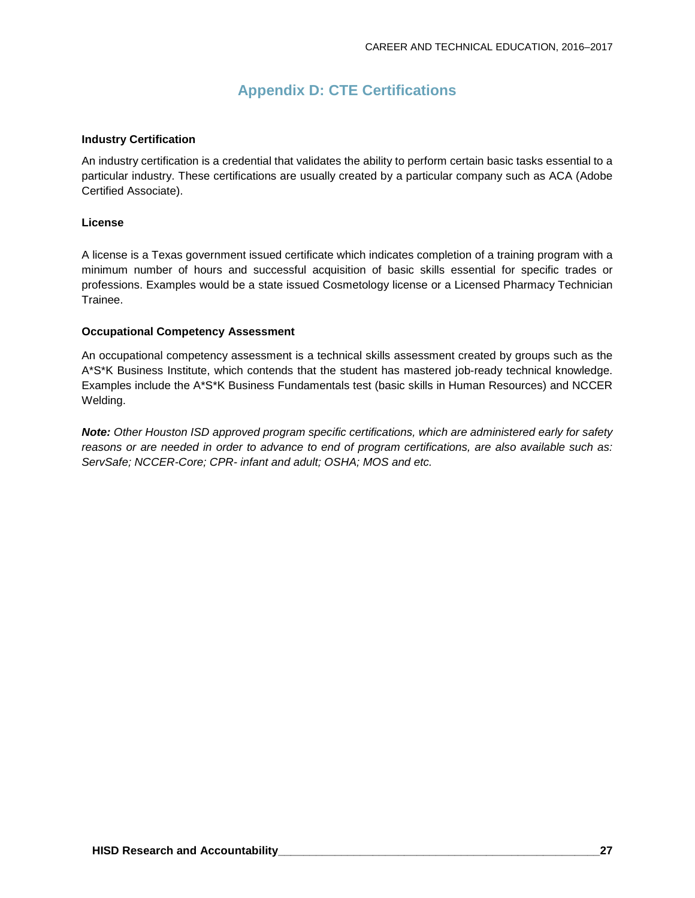# Appendix D: CTE Certifications

**Industry Certification**

An industry certification is a credential that validates the ability to perform certain basic tasks essential to a particular industry. These certifications are usually created by a particular company such as ACA (Adobe Certified Associate).

**License**

A license is a Texas government issued certificate which indicates completion of a training program with a minimum number of hours and successful acquisition of basic skills essential for specific trades or professions. Examples would be a state issued Cosmetology license or a Licensed Pharmacy Technician Trainee.

**Occupational Competency Assessment**

An occupational competency assessment is a technical skills assessment created by groups such as the A*S*K Business Institute, which contends that the student has mastered job-ready technical knowledge. Examples include the A*S*K Business Fundamentals test (basic skills in Human Resources) and NCCER Welding.

***Note:*** *Other Houston ISD approved program specific certifications, which are administered early for safety reasons or are needed in order to advance to end of program certifications, are also available such as: ServSafe; NCCER-Core; CPR- infant and adult; OSHA; MOS and etc.*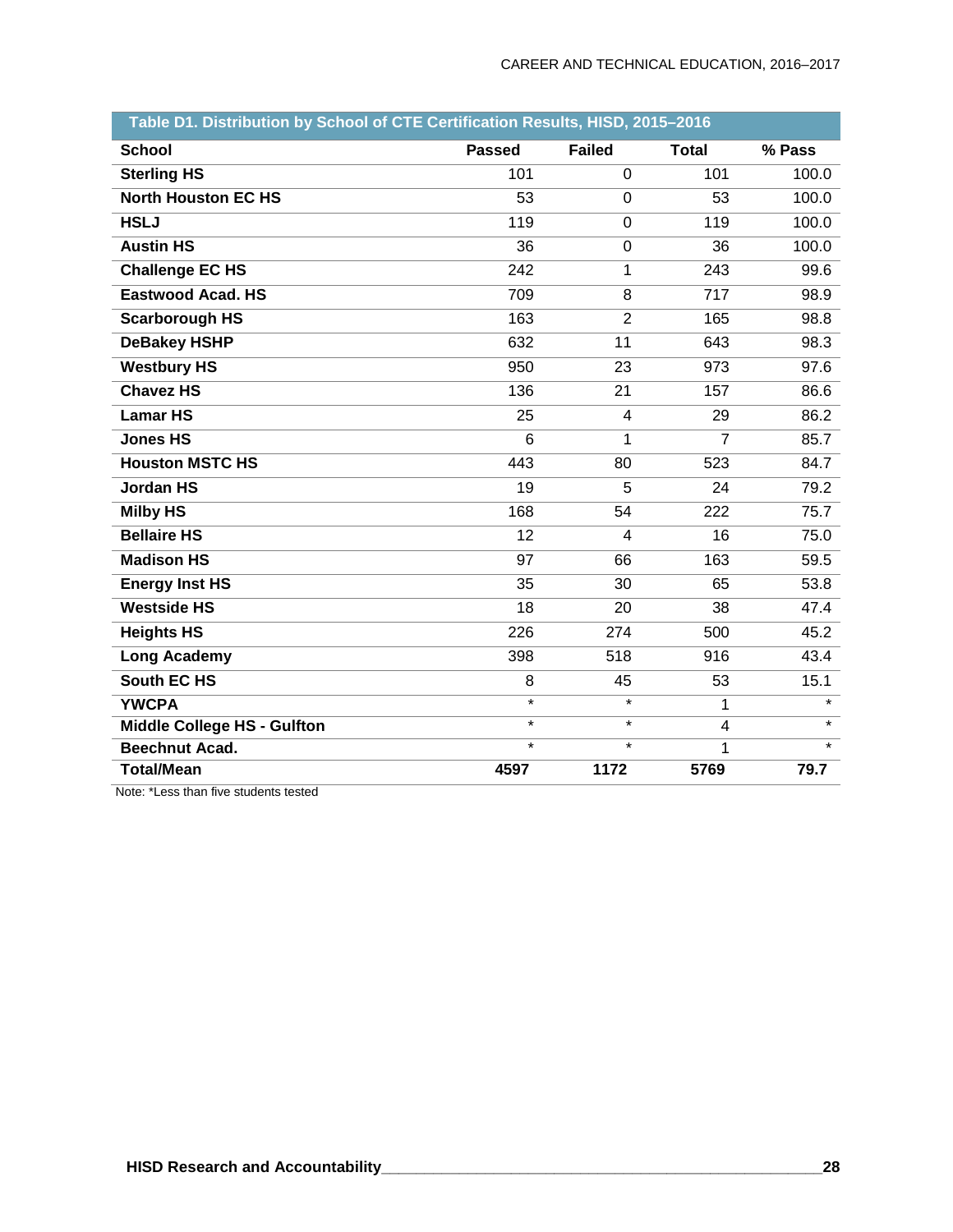**Table D1. Distribution by School of CTE Certification Results, HISD, 2015–2016**

| School | Passed | Failed | Total | % Pass |
|---|---|---|---|---|
| Sterling HS | 101 | 0 | 101 | 100.0 |
| North Houston EC HS | 53 | 0 | 53 | 100.0 |
| HSLJ | 119 | 0 | 119 | 100.0 |
| Austin HS | 36 | 0 | 36 | 100.0 |
| Challenge EC HS | 242 | 1 | 243 | 99.6 |
| Eastwood Acad. HS | 709 | 8 | 717 | 98.9 |
| Scarborough HS | 163 | 2 | 165 | 98.8 |
| DeBakey HSHP | 632 | 11 | 643 | 98.3 |
| Westbury HS | 950 | 23 | 973 | 97.6 |
| Chavez HS | 136 | 21 | 157 | 86.6 |
| Lamar HS | 25 | 4 | 29 | 86.2 |
| Jones HS | 6 | 1 | 7 | 85.7 |
| Houston MSTC HS | 443 | 80 | 523 | 84.7 |
| Jordan HS | 19 | 5 | 24 | 79.2 |
| Milby HS | 168 | 54 | 222 | 75.7 |
| Bellaire HS | 12 | 4 | 16 | 75.0 |
| Madison HS | 97 | 66 | 163 | 59.5 |
| Energy Inst HS | 35 | 30 | 65 | 53.8 |
| Westside HS | 18 | 20 | 38 | 47.4 |
| Heights HS | 226 | 274 | 500 | 45.2 |
| Long Academy | 398 | 518 | 916 | 43.4 |
| South EC HS | 8 | 45 | 53 | 15.1 |
| YWCPA | * | * | 1 | * |
| Middle College HS - Gulfton | * | * | 4 | * |
| Beechnut Acad. | * | * | 1 | * |
| **Total/Mean** | **4597** | **1172** | **5769** | **79.7** |

Note: *Less than five students tested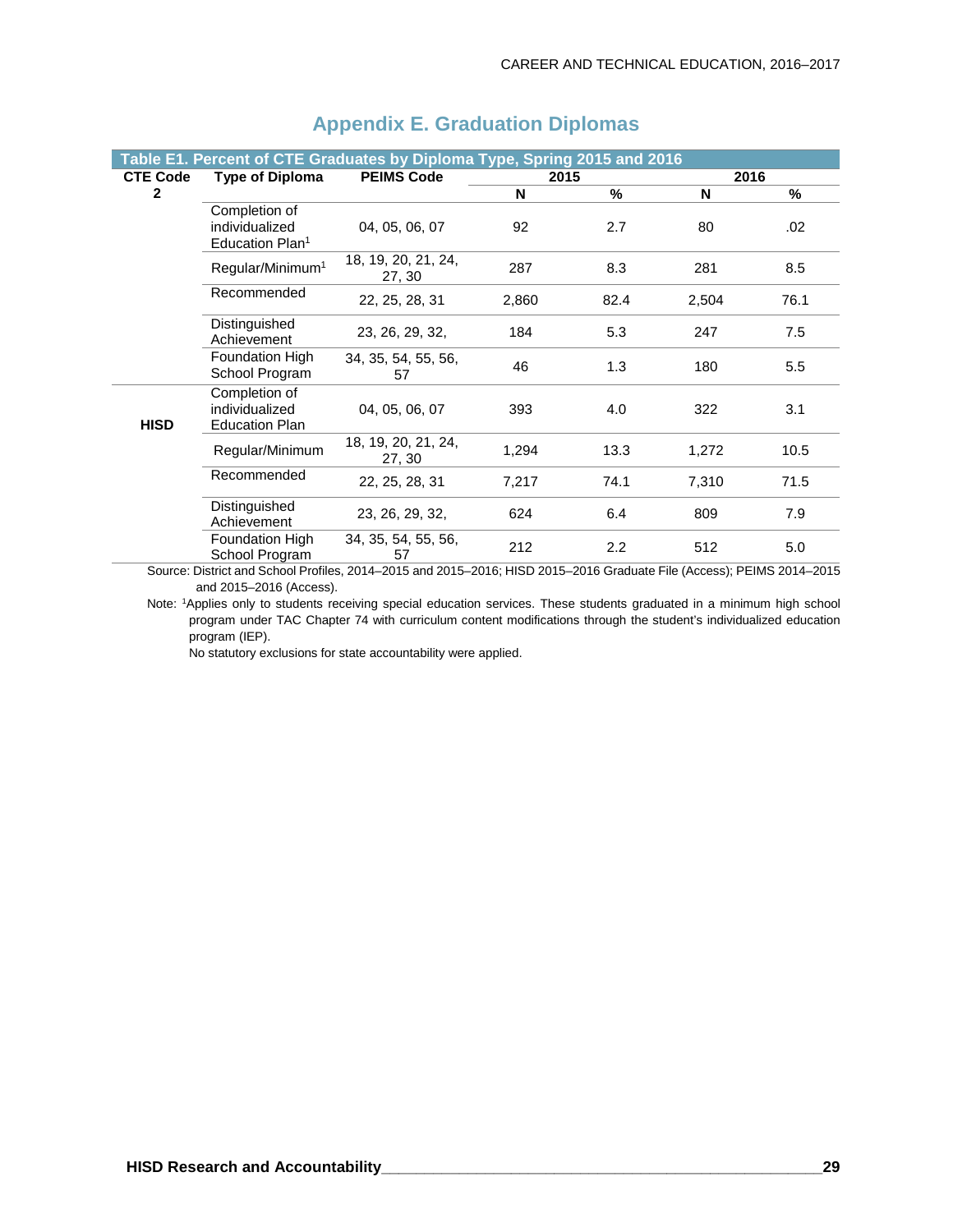# Appendix E. Graduation Diplomas

**Table E1. Percent of CTE Graduates by Diploma Type, Spring 2015 and 2016**

| CTE Code | Type of Diploma | PEIMS Code | 2015 | | 2016 | |
|---|---|---|---|---|---|---|
| | | | N | % | N | % |
| 2 | Completion of individualized Education Plan[1] | 04, 05, 06, 07 | 92 | 2.7 | 80 | .02 |
| | Regular/Minimum[1] | 18, 19, 20, 21, 24, 27, 30 | 287 | 8.3 | 281 | 8.5 |
| | Recommended | 22, 25, 28, 31 | 2,860 | 82.4 | 2,504 | 76.1 |
| | Distinguished Achievement | 23, 26, 29, 32, | 184 | 5.3 | 247 | 7.5 |
| | Foundation High School Program | 34, 35, 54, 55, 56, 57 | 46 | 1.3 | 180 | 5.5 |
| HISD | Completion of individualized Education Plan | 04, 05, 06, 07 | 393 | 4.0 | 322 | 3.1 |
| | Regular/Minimum | 18, 19, 20, 21, 24, 27, 30 | 1,294 | 13.3 | 1,272 | 10.5 |
| | Recommended | 22, 25, 28, 31 | 7,217 | 74.1 | 7,310 | 71.5 |
| | Distinguished Achievement | 23, 26, 29, 32, | 624 | 6.4 | 809 | 7.9 |
| | Foundation High School Program | 34, 35, 54, 55, 56, 57 | 212 | 2.2 | 512 | 5.0 |

Source: District and School Profiles, 2014–2015 and 2015–2016; HISD 2015–2016 Graduate File (Access); PEIMS 2014–2015 and 2015–2016 (Access).

Note: [1]Applies only to students receiving special education services. These students graduated in a minimum high school program under TAC Chapter 74 with curriculum content modifications through the student's individualized education program (IEP).

No statutory exclusions for state accountability were applied.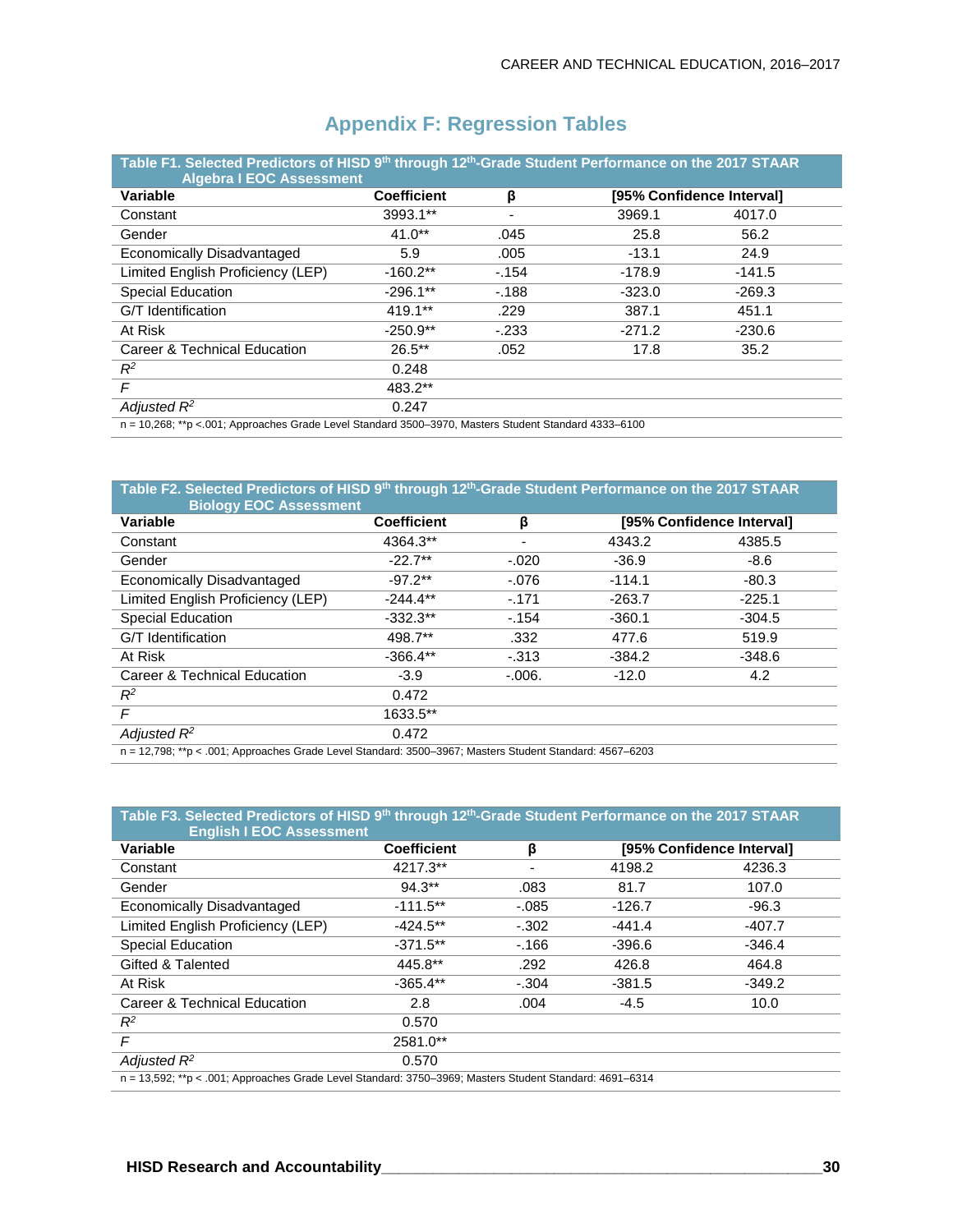# Appendix F: Regression Tables

**Table F1. Selected Predictors of HISD 9th through 12th-Grade Student Performance on the 2017 STAAR Algebra I EOC Assessment**

| Variable | Coefficient | β | [95% Confidence Interval] | |
|---|---|---|---|---|
| Constant | 3993.1** | - | 3969.1 | 4017.0 |
| Gender | 41.0** | .045 | 25.8 | 56.2 |
| Economically Disadvantaged | 5.9 | .005 | -13.1 | 24.9 |
| Limited English Proficiency (LEP) | -160.2** | -.154 | -178.9 | -141.5 |
| Special Education | -296.1** | -.188 | -323.0 | -269.3 |
| G/T Identification | 419.1** | .229 | 387.1 | 451.1 |
| At Risk | -250.9** | -.233 | -271.2 | -230.6 |
| Career & Technical Education | 26.5** | .052 | 17.8 | 35.2 |
| $R^2$ | 0.248 | | | |
| $F$ | 483.2** | | | |
| Adjusted $R^2$ | 0.247 | | | |

n = 10,268; **p <.001; Approaches Grade Level Standard 3500–3970, Masters Student Standard 4333–6100

**Table F2. Selected Predictors of HISD 9th through 12th-Grade Student Performance on the 2017 STAAR Biology EOC Assessment**

| Variable | Coefficient | β | [95% Confidence Interval] | |
|---|---|---|---|---|
| Constant | 4364.3** | - | 4343.2 | 4385.5 |
| Gender | -22.7** | -.020 | -36.9 | -8.6 |
| Economically Disadvantaged | -97.2** | -.076 | -114.1 | -80.3 |
| Limited English Proficiency (LEP) | -244.4** | -.171 | -263.7 | -225.1 |
| Special Education | -332.3** | -.154 | -360.1 | -304.5 |
| G/T Identification | 498.7** | .332 | 477.6 | 519.9 |
| At Risk | -366.4** | -.313 | -384.2 | -348.6 |
| Career & Technical Education | -3.9 | -.006. | -12.0 | 4.2 |
| $R^2$ | 0.472 | | | |
| $F$ | 1633.5** | | | |
| Adjusted $R^2$ | 0.472 | | | |

n = 12,798; **p < .001; Approaches Grade Level Standard: 3500–3967; Masters Student Standard: 4567–6203

**Table F3. Selected Predictors of HISD 9th through 12th-Grade Student Performance on the 2017 STAAR English I EOC Assessment**

| Variable | Coefficient | β | [95% Confidence Interval] | |
|---|---|---|---|---|
| Constant | 4217.3** | - | 4198.2 | 4236.3 |
| Gender | 94.3** | .083 | 81.7 | 107.0 |
| Economically Disadvantaged | -111.5** | -.085 | -126.7 | -96.3 |
| Limited English Proficiency (LEP) | -424.5** | -.302 | -441.4 | -407.7 |
| Special Education | -371.5** | -.166 | -396.6 | -346.4 |
| Gifted & Talented | 445.8** | .292 | 426.8 | 464.8 |
| At Risk | -365.4** | -.304 | -381.5 | -349.2 |
| Career & Technical Education | 2.8 | .004 | -4.5 | 10.0 |
| $R^2$ | 0.570 | | | |
| $F$ | 2581.0** | | | |
| Adjusted $R^2$ | 0.570 | | | |

n = 13,592; **p < .001; Approaches Grade Level Standard: 3750–3969; Masters Student Standard: 4691–6314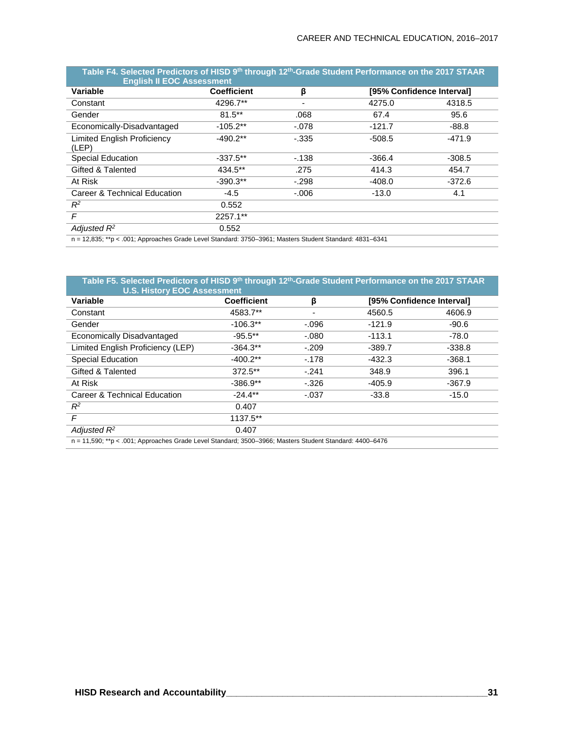Table F4. Selected Predictors of HISD 9th through 12th-Grade Student Performance on the 2017 STAAR English II EOC Assessment

| Variable | Coefficient | β | [95% Confidence Interval] | |
|---|---|---|---|---|
| Constant | 4296.7** | - | 4275.0 | 4318.5 |
| Gender | 81.5** | .068 | 67.4 | 95.6 |
| Economically-Disadvantaged | -105.2** | -.078 | -121.7 | -88.8 |
| Limited English Proficiency (LEP) | -490.2** | -.335 | -508.5 | -471.9 |
| Special Education | -337.5** | -.138 | -366.4 | -308.5 |
| Gifted & Talented | 434.5** | .275 | 414.3 | 454.7 |
| At Risk | -390.3** | -.298 | -408.0 | -372.6 |
| Career & Technical Education | -4.5 | -.006 | -13.0 | 4.1 |
| $R^2$ | 0.552 | | | |
| *F* | 2257.1** | | | |
| *Adjusted* $R^2$ | 0.552 | | | |

n = 12,835; **p < .001; Approaches Grade Level Standard: 3750–3961; Masters Student Standard: 4831–6341

Table F5. Selected Predictors of HISD 9th through 12th-Grade Student Performance on the 2017 STAAR U.S. History EOC Assessment

| Variable | Coefficient | β | [95% Confidence Interval] | |
|---|---|---|---|---|
| Constant | 4583.7** | - | 4560.5 | 4606.9 |
| Gender | -106.3** | -.096 | -121.9 | -90.6 |
| Economically Disadvantaged | -95.5** | -.080 | -113.1 | -78.0 |
| Limited English Proficiency (LEP) | -364.3** | -.209 | -389.7 | -338.8 |
| Special Education | -400.2** | -.178 | -432.3 | -368.1 |
| Gifted & Talented | 372.5** | -.241 | 348.9 | 396.1 |
| At Risk | -386.9** | -.326 | -405.9 | -367.9 |
| Career & Technical Education | -24.4** | -.037 | -33.8 | -15.0 |
| $R^2$ | 0.407 | | | |
| *F* | 1137.5** | | | |
| *Adjusted* $R^2$ | 0.407 | | | |

n = 11,590; **p < .001; Approaches Grade Level Standard; 3500–3966; Masters Student Standard: 4400–6476